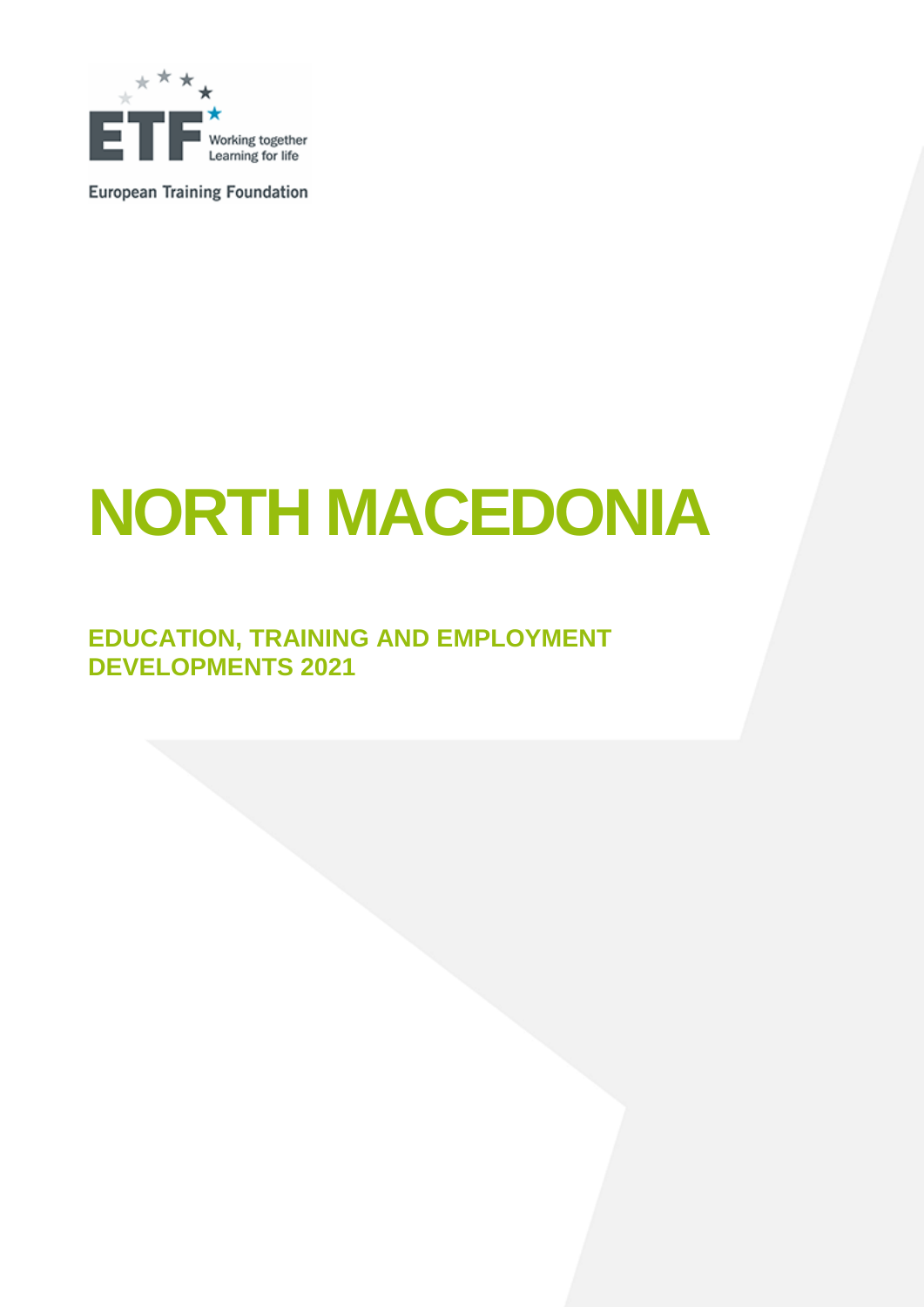European Training Foundation

# NORTH MACEDONIA

## EDUCATION, TRAINING AND EMPLOYMENT DEVELOPMENTS 2021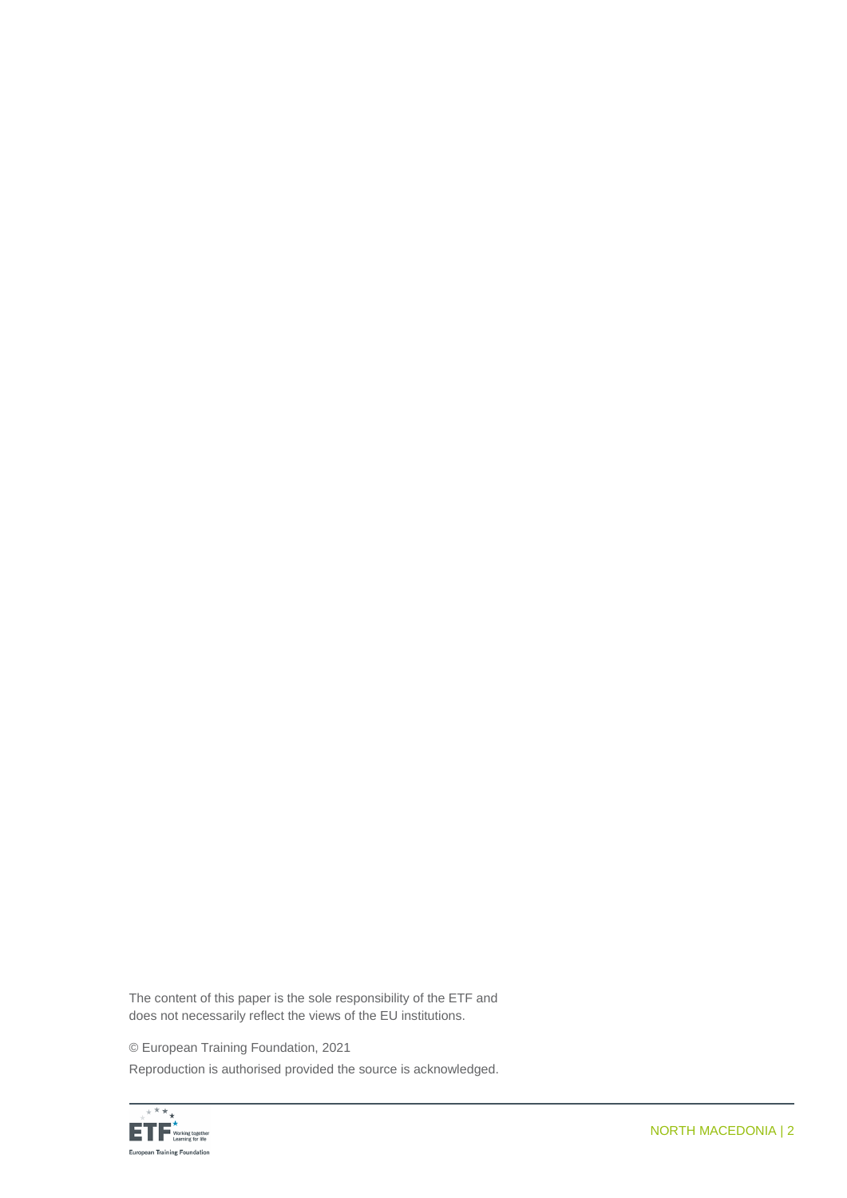The content of this paper is the sole responsibility of the ETF and does not necessarily reflect the views of the EU institutions.

© European Training Foundation, 2021

Reproduction is authorised provided the source is acknowledged.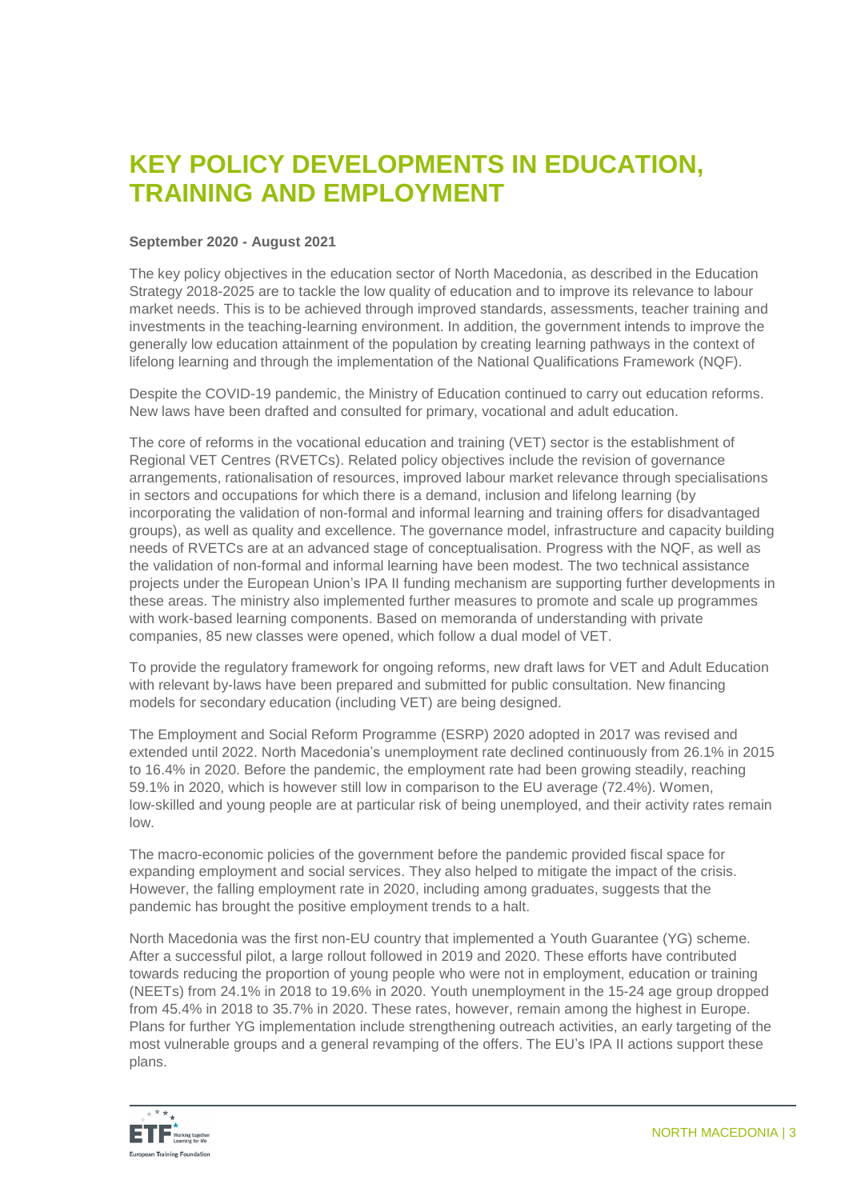# KEY POLICY DEVELOPMENTS IN EDUCATION, TRAINING AND EMPLOYMENT

**September 2020 - August 2021**

The key policy objectives in the education sector of North Macedonia, as described in the Education Strategy 2018-2025 are to tackle the low quality of education and to improve its relevance to labour market needs. This is to be achieved through improved standards, assessments, teacher training and investments in the teaching-learning environment. In addition, the government intends to improve the generally low education attainment of the population by creating learning pathways in the context of lifelong learning and through the implementation of the National Qualifications Framework (NQF).

Despite the COVID-19 pandemic, the Ministry of Education continued to carry out education reforms. New laws have been drafted and consulted for primary, vocational and adult education.

The core of reforms in the vocational education and training (VET) sector is the establishment of Regional VET Centres (RVETCs). Related policy objectives include the revision of governance arrangements, rationalisation of resources, improved labour market relevance through specialisations in sectors and occupations for which there is a demand, inclusion and lifelong learning (by incorporating the validation of non-formal and informal learning and training offers for disadvantaged groups), as well as quality and excellence. The governance model, infrastructure and capacity building needs of RVETCs are at an advanced stage of conceptualisation. Progress with the NQF, as well as the validation of non-formal and informal learning have been modest. The two technical assistance projects under the European Union's IPA II funding mechanism are supporting further developments in these areas. The ministry also implemented further measures to promote and scale up programmes with work-based learning components. Based on memoranda of understanding with private companies, 85 new classes were opened, which follow a dual model of VET.

To provide the regulatory framework for ongoing reforms, new draft laws for VET and Adult Education with relevant by-laws have been prepared and submitted for public consultation. New financing models for secondary education (including VET) are being designed.

The Employment and Social Reform Programme (ESRP) 2020 adopted in 2017 was revised and extended until 2022. North Macedonia's unemployment rate declined continuously from 26.1% in 2015 to 16.4% in 2020. Before the pandemic, the employment rate had been growing steadily, reaching 59.1% in 2020, which is however still low in comparison to the EU average (72.4%). Women, low-skilled and young people are at particular risk of being unemployed, and their activity rates remain low.

The macro-economic policies of the government before the pandemic provided fiscal space for expanding employment and social services. They also helped to mitigate the impact of the crisis. However, the falling employment rate in 2020, including among graduates, suggests that the pandemic has brought the positive employment trends to a halt.

North Macedonia was the first non-EU country that implemented a Youth Guarantee (YG) scheme. After a successful pilot, a large rollout followed in 2019 and 2020. These efforts have contributed towards reducing the proportion of young people who were not in employment, education or training (NEETs) from 24.1% in 2018 to 19.6% in 2020. Youth unemployment in the 15-24 age group dropped from 45.4% in 2018 to 35.7% in 2020. These rates, however, remain among the highest in Europe. Plans for further YG implementation include strengthening outreach activities, an early targeting of the most vulnerable groups and a general revamping of the offers. The EU's IPA II actions support these plans.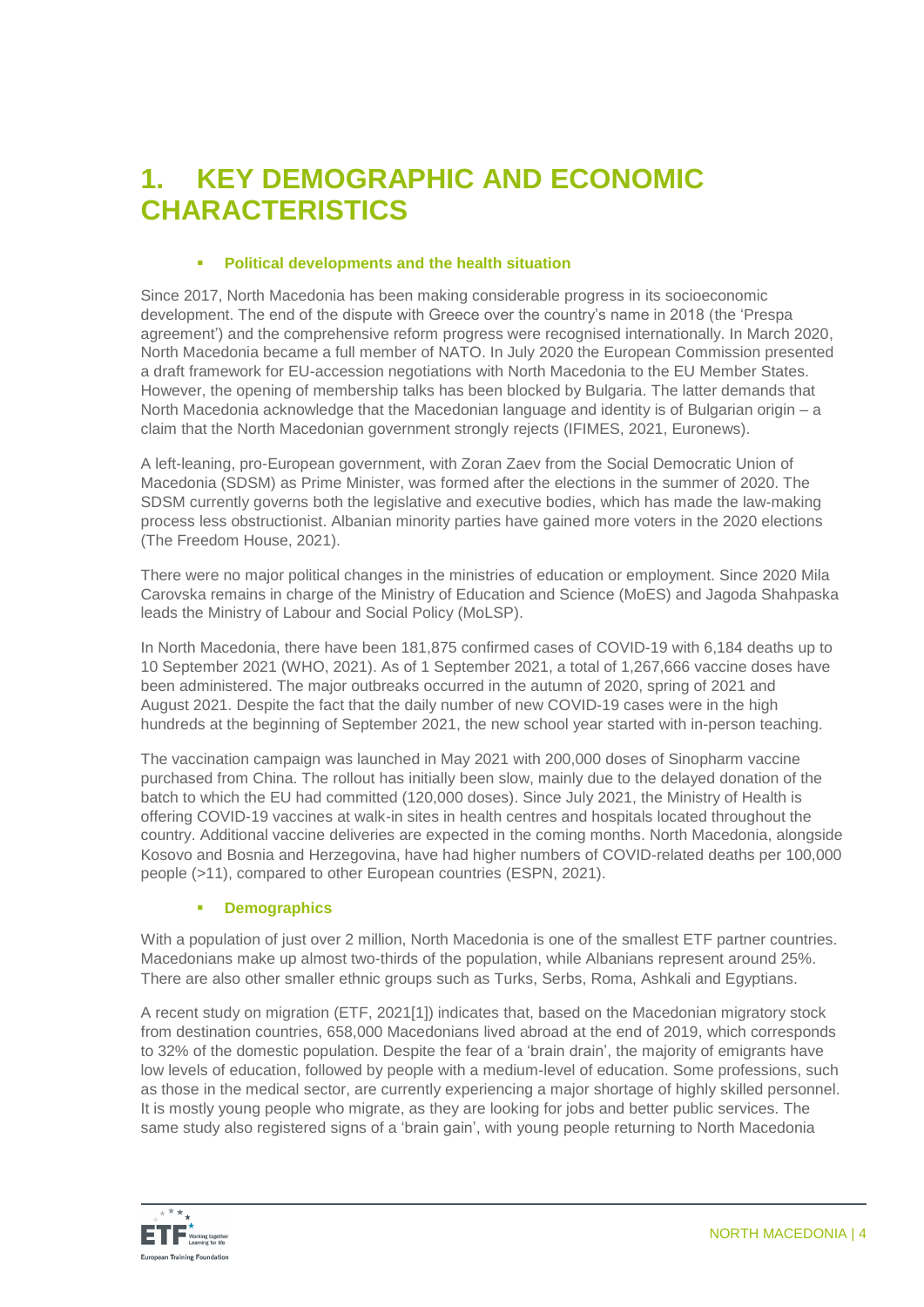# 1. KEY DEMOGRAPHIC AND ECONOMIC CHARACTERISTICS

- **Political developments and the health situation**

Since 2017, North Macedonia has been making considerable progress in its socioeconomic development. The end of the dispute with Greece over the country's name in 2018 (the 'Prespa agreement') and the comprehensive reform progress were recognised internationally. In March 2020, North Macedonia became a full member of NATO. In July 2020 the European Commission presented a draft framework for EU-accession negotiations with North Macedonia to the EU Member States. However, the opening of membership talks has been blocked by Bulgaria. The latter demands that North Macedonia acknowledge that the Macedonian language and identity is of Bulgarian origin – a claim that the North Macedonian government strongly rejects (IFIMES, 2021, Euronews).

A left-leaning, pro-European government, with Zoran Zaev from the Social Democratic Union of Macedonia (SDSM) as Prime Minister, was formed after the elections in the summer of 2020. The SDSM currently governs both the legislative and executive bodies, which has made the law-making process less obstructionist. Albanian minority parties have gained more voters in the 2020 elections (The Freedom House, 2021).

There were no major political changes in the ministries of education or employment. Since 2020 Mila Carovska remains in charge of the Ministry of Education and Science (MoES) and Jagoda Shahpaska leads the Ministry of Labour and Social Policy (MoLSP).

In North Macedonia, there have been 181,875 confirmed cases of COVID-19 with 6,184 deaths up to 10 September 2021 (WHO, 2021). As of 1 September 2021, a total of 1,267,666 vaccine doses have been administered. The major outbreaks occurred in the autumn of 2020, spring of 2021 and August 2021. Despite the fact that the daily number of new COVID-19 cases were in the high hundreds at the beginning of September 2021, the new school year started with in-person teaching.

The vaccination campaign was launched in May 2021 with 200,000 doses of Sinopharm vaccine purchased from China. The rollout has initially been slow, mainly due to the delayed donation of the batch to which the EU had committed (120,000 doses). Since July 2021, the Ministry of Health is offering COVID-19 vaccines at walk-in sites in health centres and hospitals located throughout the country. Additional vaccine deliveries are expected in the coming months. North Macedonia, alongside Kosovo and Bosnia and Herzegovina, have had higher numbers of COVID-related deaths per 100,000 people (>11), compared to other European countries (ESPN, 2021).

- **Demographics**

With a population of just over 2 million, North Macedonia is one of the smallest ETF partner countries. Macedonians make up almost two-thirds of the population, while Albanians represent around 25%. There are also other smaller ethnic groups such as Turks, Serbs, Roma, Ashkali and Egyptians.

A recent study on migration (ETF, 2021[1]) indicates that, based on the Macedonian migratory stock from destination countries, 658,000 Macedonians lived abroad at the end of 2019, which corresponds to 32% of the domestic population. Despite the fear of a 'brain drain', the majority of emigrants have low levels of education, followed by people with a medium-level of education. Some professions, such as those in the medical sector, are currently experiencing a major shortage of highly skilled personnel. It is mostly young people who migrate, as they are looking for jobs and better public services. The same study also registered signs of a 'brain gain', with young people returning to North Macedonia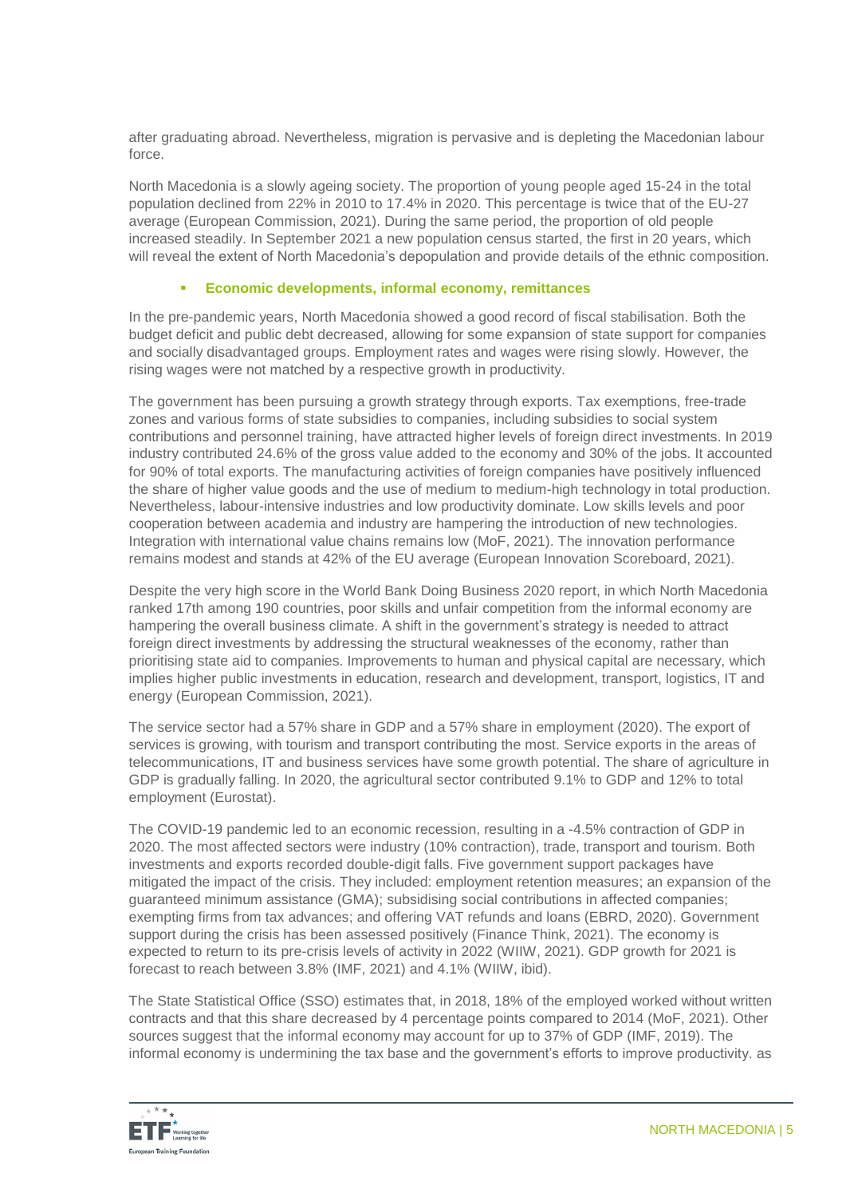after graduating abroad. Nevertheless, migration is pervasive and is depleting the Macedonian labour force.

North Macedonia is a slowly ageing society. The proportion of young people aged 15-24 in the total population declined from 22% in 2010 to 17.4% in 2020. This percentage is twice that of the EU-27 average (European Commission, 2021). During the same period, the proportion of old people increased steadily. In September 2021 a new population census started, the first in 20 years, which will reveal the extent of North Macedonia's depopulation and provide details of the ethnic composition.

- **Economic developments, informal economy, remittances**

In the pre-pandemic years, North Macedonia showed a good record of fiscal stabilisation. Both the budget deficit and public debt decreased, allowing for some expansion of state support for companies and socially disadvantaged groups. Employment rates and wages were rising slowly. However, the rising wages were not matched by a respective growth in productivity.

The government has been pursuing a growth strategy through exports. Tax exemptions, free-trade zones and various forms of state subsidies to companies, including subsidies to social system contributions and personnel training, have attracted higher levels of foreign direct investments. In 2019 industry contributed 24.6% of the gross value added to the economy and 30% of the jobs. It accounted for 90% of total exports. The manufacturing activities of foreign companies have positively influenced the share of higher value goods and the use of medium to medium-high technology in total production. Nevertheless, labour-intensive industries and low productivity dominate. Low skills levels and poor cooperation between academia and industry are hampering the introduction of new technologies. Integration with international value chains remains low (MoF, 2021). The innovation performance remains modest and stands at 42% of the EU average (European Innovation Scoreboard, 2021).

Despite the very high score in the World Bank Doing Business 2020 report, in which North Macedonia ranked 17th among 190 countries, poor skills and unfair competition from the informal economy are hampering the overall business climate. A shift in the government's strategy is needed to attract foreign direct investments by addressing the structural weaknesses of the economy, rather than prioritising state aid to companies. Improvements to human and physical capital are necessary, which implies higher public investments in education, research and development, transport, logistics, IT and energy (European Commission, 2021).

The service sector had a 57% share in GDP and a 57% share in employment (2020). The export of services is growing, with tourism and transport contributing the most. Service exports in the areas of telecommunications, IT and business services have some growth potential. The share of agriculture in GDP is gradually falling. In 2020, the agricultural sector contributed 9.1% to GDP and 12% to total employment (Eurostat).

The COVID-19 pandemic led to an economic recession, resulting in a -4.5% contraction of GDP in 2020. The most affected sectors were industry (10% contraction), trade, transport and tourism. Both investments and exports recorded double-digit falls. Five government support packages have mitigated the impact of the crisis. They included: employment retention measures; an expansion of the guaranteed minimum assistance (GMA); subsidising social contributions in affected companies; exempting firms from tax advances; and offering VAT refunds and loans (EBRD, 2020). Government support during the crisis has been assessed positively (Finance Think, 2021). The economy is expected to return to its pre-crisis levels of activity in 2022 (WIIW, 2021). GDP growth for 2021 is forecast to reach between 3.8% (IMF, 2021) and 4.1% (WIIW, ibid).

The State Statistical Office (SSO) estimates that, in 2018, 18% of the employed worked without written contracts and that this share decreased by 4 percentage points compared to 2014 (MoF, 2021). Other sources suggest that the informal economy may account for up to 37% of GDP (IMF, 2019). The informal economy is undermining the tax base and the government's efforts to improve productivity. as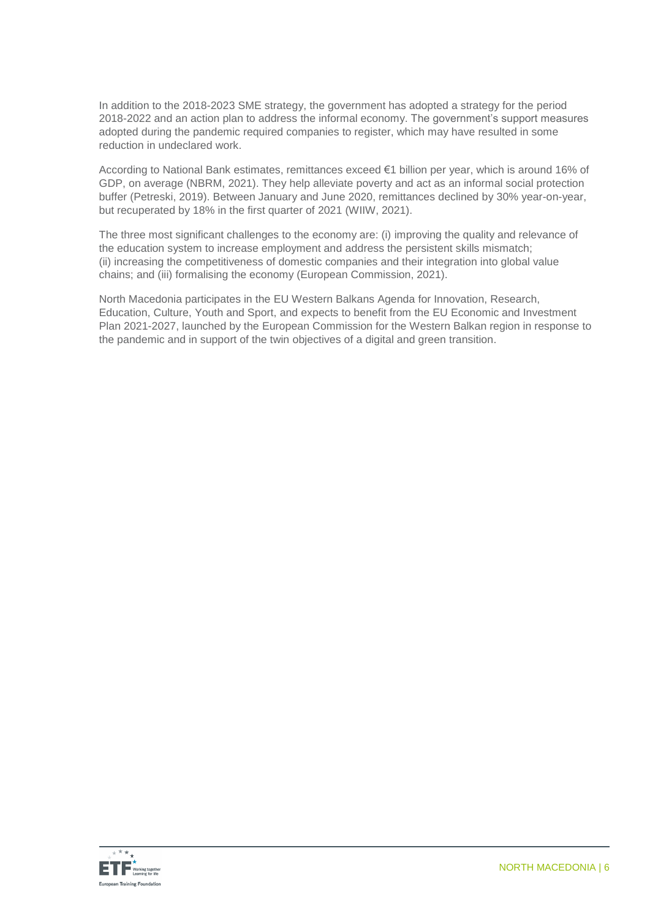In addition to the 2018-2023 SME strategy, the government has adopted a strategy for the period 2018-2022 and an action plan to address the informal economy. The government's support measures adopted during the pandemic required companies to register, which may have resulted in some reduction in undeclared work.

According to National Bank estimates, remittances exceed €1 billion per year, which is around 16% of GDP, on average (NBRM, 2021). They help alleviate poverty and act as an informal social protection buffer (Petreski, 2019). Between January and June 2020, remittances declined by 30% year-on-year, but recuperated by 18% in the first quarter of 2021 (WIIW, 2021).

The three most significant challenges to the economy are: (i) improving the quality and relevance of the education system to increase employment and address the persistent skills mismatch; (ii) increasing the competitiveness of domestic companies and their integration into global value chains; and (iii) formalising the economy (European Commission, 2021).

North Macedonia participates in the EU Western Balkans Agenda for Innovation, Research, Education, Culture, Youth and Sport, and expects to benefit from the EU Economic and Investment Plan 2021-2027, launched by the European Commission for the Western Balkan region in response to the pandemic and in support of the twin objectives of a digital and green transition.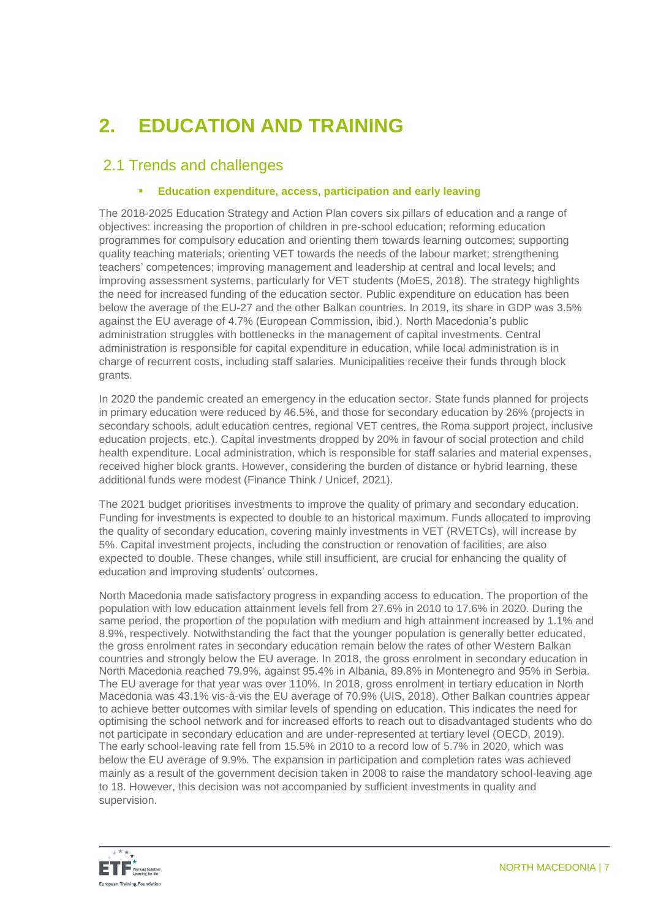# 2. EDUCATION AND TRAINING

## 2.1 Trends and challenges

- **Education expenditure, access, participation and early leaving**

The 2018-2025 Education Strategy and Action Plan covers six pillars of education and a range of objectives: increasing the proportion of children in pre-school education; reforming education programmes for compulsory education and orienting them towards learning outcomes; supporting quality teaching materials; orienting VET towards the needs of the labour market; strengthening teachers' competences; improving management and leadership at central and local levels; and improving assessment systems, particularly for VET students (MoES, 2018). The strategy highlights the need for increased funding of the education sector. Public expenditure on education has been below the average of the EU-27 and the other Balkan countries. In 2019, its share in GDP was 3.5% against the EU average of 4.7% (European Commission, ibid.). North Macedonia's public administration struggles with bottlenecks in the management of capital investments. Central administration is responsible for capital expenditure in education, while local administration is in charge of recurrent costs, including staff salaries. Municipalities receive their funds through block grants.

In 2020 the pandemic created an emergency in the education sector. State funds planned for projects in primary education were reduced by 46.5%, and those for secondary education by 26% (projects in secondary schools, adult education centres, regional VET centres, the Roma support project, inclusive education projects, etc.). Capital investments dropped by 20% in favour of social protection and child health expenditure. Local administration, which is responsible for staff salaries and material expenses, received higher block grants. However, considering the burden of distance or hybrid learning, these additional funds were modest (Finance Think / Unicef, 2021).

The 2021 budget prioritises investments to improve the quality of primary and secondary education. Funding for investments is expected to double to an historical maximum. Funds allocated to improving the quality of secondary education, covering mainly investments in VET (RVETCs), will increase by 5%. Capital investment projects, including the construction or renovation of facilities, are also expected to double. These changes, while still insufficient, are crucial for enhancing the quality of education and improving students' outcomes.

North Macedonia made satisfactory progress in expanding access to education. The proportion of the population with low education attainment levels fell from 27.6% in 2010 to 17.6% in 2020. During the same period, the proportion of the population with medium and high attainment increased by 1.1% and 8.9%, respectively. Notwithstanding the fact that the younger population is generally better educated, the gross enrolment rates in secondary education remain below the rates of other Western Balkan countries and strongly below the EU average. In 2018, the gross enrolment in secondary education in North Macedonia reached 79.9%, against 95.4% in Albania, 89.8% in Montenegro and 95% in Serbia. The EU average for that year was over 110%. In 2018, gross enrolment in tertiary education in North Macedonia was 43.1% vis-à-vis the EU average of 70.9% (UIS, 2018). Other Balkan countries appear to achieve better outcomes with similar levels of spending on education. This indicates the need for optimising the school network and for increased efforts to reach out to disadvantaged students who do not participate in secondary education and are under-represented at tertiary level (OECD, 2019). The early school-leaving rate fell from 15.5% in 2010 to a record low of 5.7% in 2020, which was below the EU average of 9.9%. The expansion in participation and completion rates was achieved mainly as a result of the government decision taken in 2008 to raise the mandatory school-leaving age to 18. However, this decision was not accompanied by sufficient investments in quality and supervision.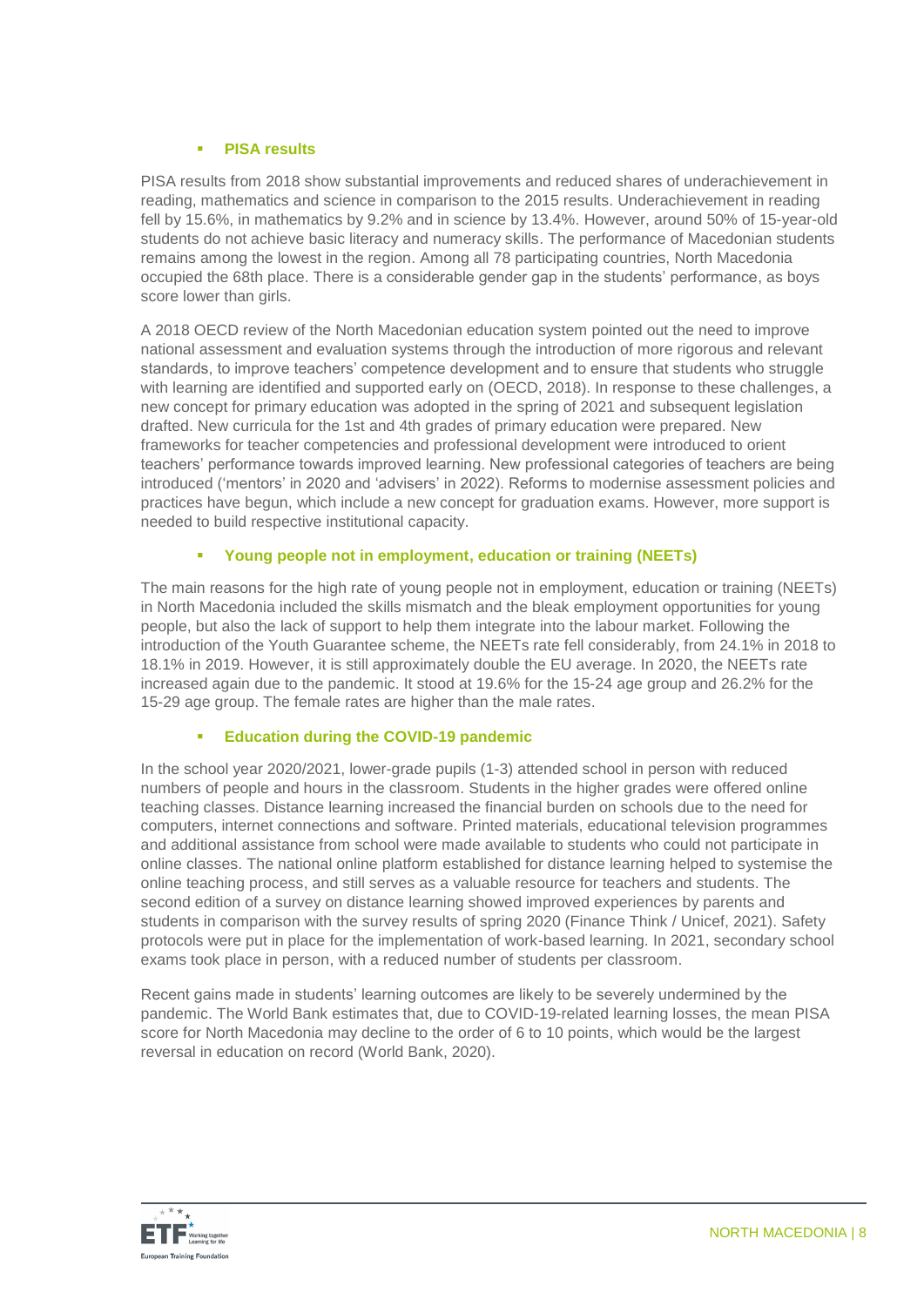- **PISA results**

PISA results from 2018 show substantial improvements and reduced shares of underachievement in reading, mathematics and science in comparison to the 2015 results. Underachievement in reading fell by 15.6%, in mathematics by 9.2% and in science by 13.4%. However, around 50% of 15-year-old students do not achieve basic literacy and numeracy skills. The performance of Macedonian students remains among the lowest in the region. Among all 78 participating countries, North Macedonia occupied the 68th place. There is a considerable gender gap in the students' performance, as boys score lower than girls.

A 2018 OECD review of the North Macedonian education system pointed out the need to improve national assessment and evaluation systems through the introduction of more rigorous and relevant standards, to improve teachers' competence development and to ensure that students who struggle with learning are identified and supported early on (OECD, 2018). In response to these challenges, a new concept for primary education was adopted in the spring of 2021 and subsequent legislation drafted. New curricula for the 1st and 4th grades of primary education were prepared. New frameworks for teacher competencies and professional development were introduced to orient teachers' performance towards improved learning. New professional categories of teachers are being introduced ('mentors' in 2020 and 'advisers' in 2022). Reforms to modernise assessment policies and practices have begun, which include a new concept for graduation exams. However, more support is needed to build respective institutional capacity.

- **Young people not in employment, education or training (NEETs)**

The main reasons for the high rate of young people not in employment, education or training (NEETs) in North Macedonia included the skills mismatch and the bleak employment opportunities for young people, but also the lack of support to help them integrate into the labour market. Following the introduction of the Youth Guarantee scheme, the NEETs rate fell considerably, from 24.1% in 2018 to 18.1% in 2019. However, it is still approximately double the EU average. In 2020, the NEETs rate increased again due to the pandemic. It stood at 19.6% for the 15-24 age group and 26.2% for the 15-29 age group. The female rates are higher than the male rates.

- **Education during the COVID-19 pandemic**

In the school year 2020/2021, lower-grade pupils (1-3) attended school in person with reduced numbers of people and hours in the classroom. Students in the higher grades were offered online teaching classes. Distance learning increased the financial burden on schools due to the need for computers, internet connections and software. Printed materials, educational television programmes and additional assistance from school were made available to students who could not participate in online classes. The national online platform established for distance learning helped to systemise the online teaching process, and still serves as a valuable resource for teachers and students. The second edition of a survey on distance learning showed improved experiences by parents and students in comparison with the survey results of spring 2020 (Finance Think / Unicef, 2021). Safety protocols were put in place for the implementation of work-based learning. In 2021, secondary school exams took place in person, with a reduced number of students per classroom.

Recent gains made in students' learning outcomes are likely to be severely undermined by the pandemic. The World Bank estimates that, due to COVID-19-related learning losses, the mean PISA score for North Macedonia may decline to the order of 6 to 10 points, which would be the largest reversal in education on record (World Bank, 2020).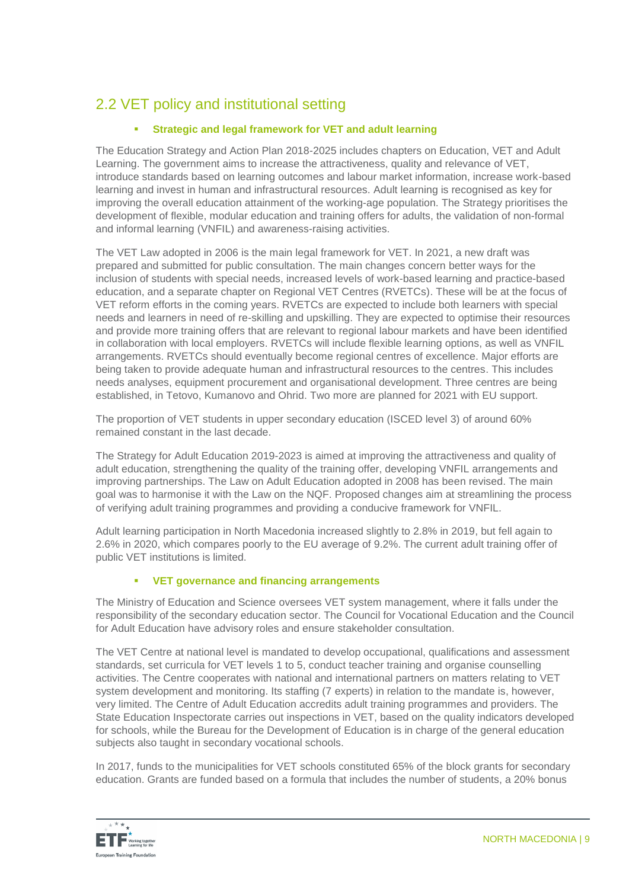## 2.2 VET policy and institutional setting

- **Strategic and legal framework for VET and adult learning**

The Education Strategy and Action Plan 2018-2025 includes chapters on Education, VET and Adult Learning. The government aims to increase the attractiveness, quality and relevance of VET, introduce standards based on learning outcomes and labour market information, increase work-based learning and invest in human and infrastructural resources. Adult learning is recognised as key for improving the overall education attainment of the working-age population. The Strategy prioritises the development of flexible, modular education and training offers for adults, the validation of non-formal and informal learning (VNFIL) and awareness-raising activities.

The VET Law adopted in 2006 is the main legal framework for VET. In 2021, a new draft was prepared and submitted for public consultation. The main changes concern better ways for the inclusion of students with special needs, increased levels of work-based learning and practice-based education, and a separate chapter on Regional VET Centres (RVETCs). These will be at the focus of VET reform efforts in the coming years. RVETCs are expected to include both learners with special needs and learners in need of re-skilling and upskilling. They are expected to optimise their resources and provide more training offers that are relevant to regional labour markets and have been identified in collaboration with local employers. RVETCs will include flexible learning options, as well as VNFIL arrangements. RVETCs should eventually become regional centres of excellence. Major efforts are being taken to provide adequate human and infrastructural resources to the centres. This includes needs analyses, equipment procurement and organisational development. Three centres are being established, in Tetovo, Kumanovo and Ohrid. Two more are planned for 2021 with EU support.

The proportion of VET students in upper secondary education (ISCED level 3) of around 60% remained constant in the last decade.

The Strategy for Adult Education 2019-2023 is aimed at improving the attractiveness and quality of adult education, strengthening the quality of the training offer, developing VNFIL arrangements and improving partnerships. The Law on Adult Education adopted in 2008 has been revised. The main goal was to harmonise it with the Law on the NQF. Proposed changes aim at streamlining the process of verifying adult training programmes and providing a conducive framework for VNFIL.

Adult learning participation in North Macedonia increased slightly to 2.8% in 2019, but fell again to 2.6% in 2020, which compares poorly to the EU average of 9.2%. The current adult training offer of public VET institutions is limited.

- **VET governance and financing arrangements**

The Ministry of Education and Science oversees VET system management, where it falls under the responsibility of the secondary education sector. The Council for Vocational Education and the Council for Adult Education have advisory roles and ensure stakeholder consultation.

The VET Centre at national level is mandated to develop occupational, qualifications and assessment standards, set curricula for VET levels 1 to 5, conduct teacher training and organise counselling activities. The Centre cooperates with national and international partners on matters relating to VET system development and monitoring. Its staffing (7 experts) in relation to the mandate is, however, very limited. The Centre of Adult Education accredits adult training programmes and providers. The State Education Inspectorate carries out inspections in VET, based on the quality indicators developed for schools, while the Bureau for the Development of Education is in charge of the general education subjects also taught in secondary vocational schools.

In 2017, funds to the municipalities for VET schools constituted 65% of the block grants for secondary education. Grants are funded based on a formula that includes the number of students, a 20% bonus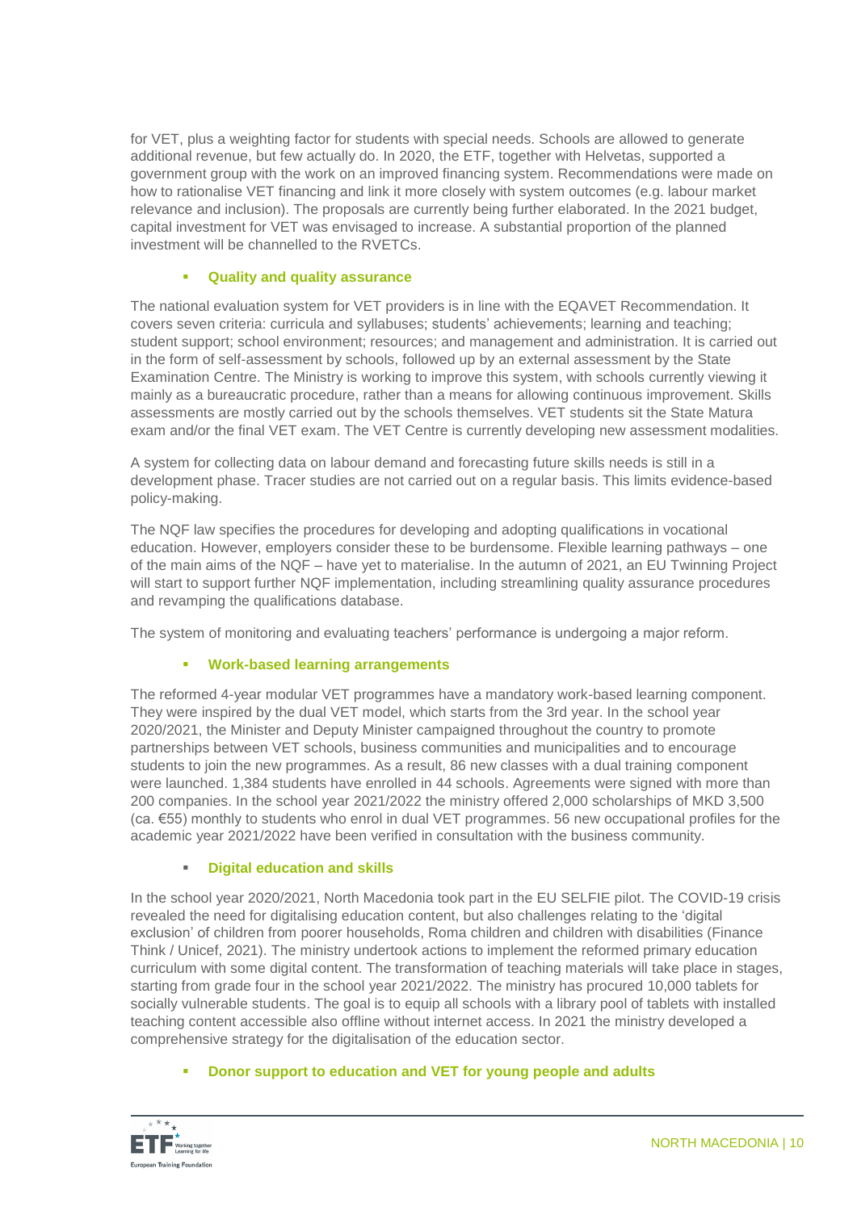for VET, plus a weighting factor for students with special needs. Schools are allowed to generate additional revenue, but few actually do. In 2020, the ETF, together with Helvetas, supported a government group with the work on an improved financing system. Recommendations were made on how to rationalise VET financing and link it more closely with system outcomes (e.g. labour market relevance and inclusion). The proposals are currently being further elaborated. In the 2021 budget, capital investment for VET was envisaged to increase. A substantial proportion of the planned investment will be channelled to the RVETCs.

- **Quality and quality assurance**

The national evaluation system for VET providers is in line with the EQAVET Recommendation. It covers seven criteria: curricula and syllabuses; students' achievements; learning and teaching; student support; school environment; resources; and management and administration. It is carried out in the form of self-assessment by schools, followed up by an external assessment by the State Examination Centre. The Ministry is working to improve this system, with schools currently viewing it mainly as a bureaucratic procedure, rather than a means for allowing continuous improvement. Skills assessments are mostly carried out by the schools themselves. VET students sit the State Matura exam and/or the final VET exam. The VET Centre is currently developing new assessment modalities.

A system for collecting data on labour demand and forecasting future skills needs is still in a development phase. Tracer studies are not carried out on a regular basis. This limits evidence-based policy-making.

The NQF law specifies the procedures for developing and adopting qualifications in vocational education. However, employers consider these to be burdensome. Flexible learning pathways – one of the main aims of the NQF – have yet to materialise. In the autumn of 2021, an EU Twinning Project will start to support further NQF implementation, including streamlining quality assurance procedures and revamping the qualifications database.

The system of monitoring and evaluating teachers' performance is undergoing a major reform.

- **Work-based learning arrangements**

The reformed 4-year modular VET programmes have a mandatory work-based learning component. They were inspired by the dual VET model, which starts from the 3rd year. In the school year 2020/2021, the Minister and Deputy Minister campaigned throughout the country to promote partnerships between VET schools, business communities and municipalities and to encourage students to join the new programmes. As a result, 86 new classes with a dual training component were launched. 1,384 students have enrolled in 44 schools. Agreements were signed with more than 200 companies. In the school year 2021/2022 the ministry offered 2,000 scholarships of MKD 3,500 (ca. €55) monthly to students who enrol in dual VET programmes. 56 new occupational profiles for the academic year 2021/2022 have been verified in consultation with the business community.

- **Digital education and skills**

In the school year 2020/2021, North Macedonia took part in the EU SELFIE pilot. The COVID-19 crisis revealed the need for digitalising education content, but also challenges relating to the 'digital exclusion' of children from poorer households, Roma children and children with disabilities (Finance Think / Unicef, 2021). The ministry undertook actions to implement the reformed primary education curriculum with some digital content. The transformation of teaching materials will take place in stages, starting from grade four in the school year 2021/2022. The ministry has procured 10,000 tablets for socially vulnerable students. The goal is to equip all schools with a library pool of tablets with installed teaching content accessible also offline without internet access. In 2021 the ministry developed a comprehensive strategy for the digitalisation of the education sector.

- **Donor support to education and VET for young people and adults**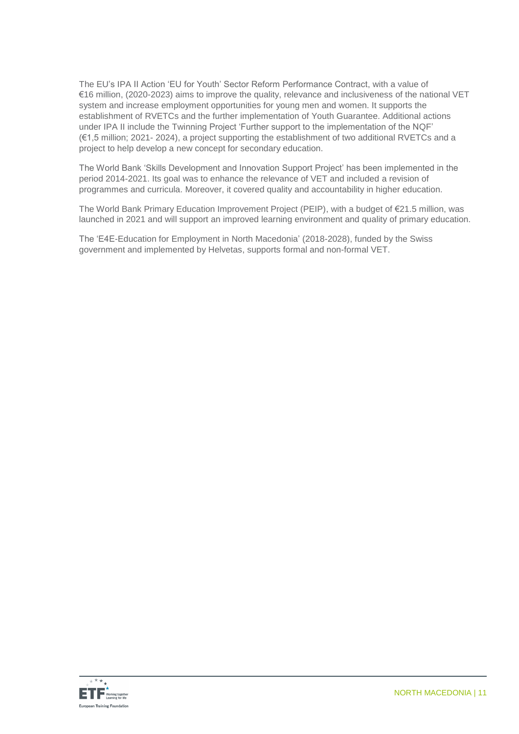The EU's IPA II Action 'EU for Youth' Sector Reform Performance Contract, with a value of €16 million, (2020-2023) aims to improve the quality, relevance and inclusiveness of the national VET system and increase employment opportunities for young men and women. It supports the establishment of RVETCs and the further implementation of Youth Guarantee. Additional actions under IPA II include the Twinning Project 'Further support to the implementation of the NQF' (€1,5 million; 2021- 2024), a project supporting the establishment of two additional RVETCs and a project to help develop a new concept for secondary education.

The World Bank 'Skills Development and Innovation Support Project' has been implemented in the period 2014-2021. Its goal was to enhance the relevance of VET and included a revision of programmes and curricula. Moreover, it covered quality and accountability in higher education.

The World Bank Primary Education Improvement Project (PEIP), with a budget of €21.5 million, was launched in 2021 and will support an improved learning environment and quality of primary education.

The 'E4E-Education for Employment in North Macedonia' (2018-2028), funded by the Swiss government and implemented by Helvetas, supports formal and non-formal VET.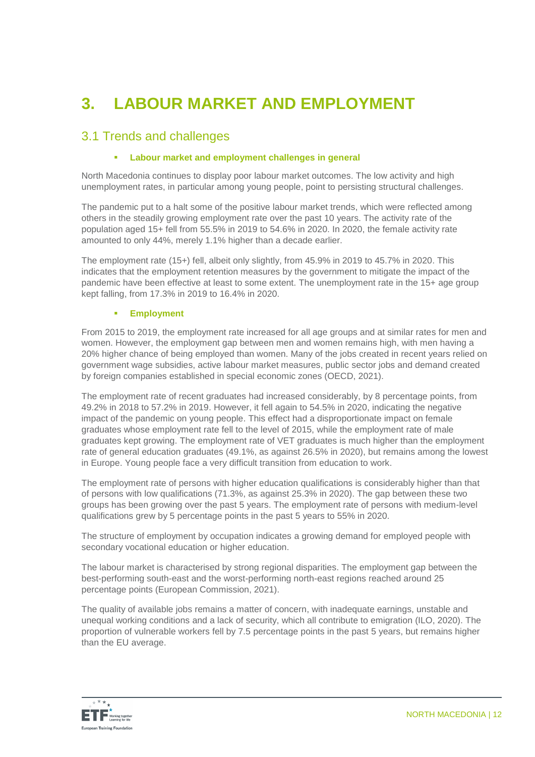# 3. LABOUR MARKET AND EMPLOYMENT

## 3.1 Trends and challenges

- **Labour market and employment challenges in general**

North Macedonia continues to display poor labour market outcomes. The low activity and high unemployment rates, in particular among young people, point to persisting structural challenges.

The pandemic put to a halt some of the positive labour market trends, which were reflected among others in the steadily growing employment rate over the past 10 years. The activity rate of the population aged 15+ fell from 55.5% in 2019 to 54.6% in 2020. In 2020, the female activity rate amounted to only 44%, merely 1.1% higher than a decade earlier.

The employment rate (15+) fell, albeit only slightly, from 45.9% in 2019 to 45.7% in 2020. This indicates that the employment retention measures by the government to mitigate the impact of the pandemic have been effective at least to some extent. The unemployment rate in the 15+ age group kept falling, from 17.3% in 2019 to 16.4% in 2020.

- **Employment**

From 2015 to 2019, the employment rate increased for all age groups and at similar rates for men and women. However, the employment gap between men and women remains high, with men having a 20% higher chance of being employed than women. Many of the jobs created in recent years relied on government wage subsidies, active labour market measures, public sector jobs and demand created by foreign companies established in special economic zones (OECD, 2021).

The employment rate of recent graduates had increased considerably, by 8 percentage points, from 49.2% in 2018 to 57.2% in 2019. However, it fell again to 54.5% in 2020, indicating the negative impact of the pandemic on young people. This effect had a disproportionate impact on female graduates whose employment rate fell to the level of 2015, while the employment rate of male graduates kept growing. The employment rate of VET graduates is much higher than the employment rate of general education graduates (49.1%, as against 26.5% in 2020), but remains among the lowest in Europe. Young people face a very difficult transition from education to work.

The employment rate of persons with higher education qualifications is considerably higher than that of persons with low qualifications (71.3%, as against 25.3% in 2020). The gap between these two groups has been growing over the past 5 years. The employment rate of persons with medium-level qualifications grew by 5 percentage points in the past 5 years to 55% in 2020.

The structure of employment by occupation indicates a growing demand for employed people with secondary vocational education or higher education.

The labour market is characterised by strong regional disparities. The employment gap between the best-performing south-east and the worst-performing north-east regions reached around 25 percentage points (European Commission, 2021).

The quality of available jobs remains a matter of concern, with inadequate earnings, unstable and unequal working conditions and a lack of security, which all contribute to emigration (ILO, 2020). The proportion of vulnerable workers fell by 7.5 percentage points in the past 5 years, but remains higher than the EU average.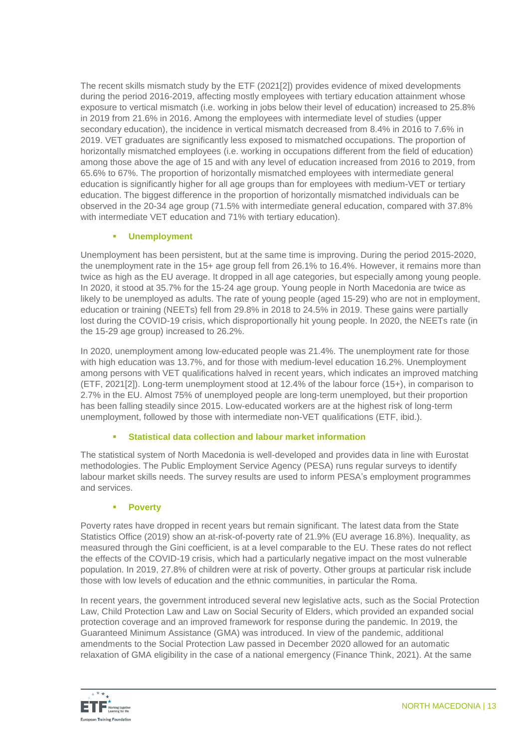The recent skills mismatch study by the ETF (2021[2]) provides evidence of mixed developments during the period 2016-2019, affecting mostly employees with tertiary education attainment whose exposure to vertical mismatch (i.e. working in jobs below their level of education) increased to 25.8% in 2019 from 21.6% in 2016. Among the employees with intermediate level of studies (upper secondary education), the incidence in vertical mismatch decreased from 8.4% in 2016 to 7.6% in 2019. VET graduates are significantly less exposed to mismatched occupations. The proportion of horizontally mismatched employees (i.e. working in occupations different from the field of education) among those above the age of 15 and with any level of education increased from 2016 to 2019, from 65.6% to 67%. The proportion of horizontally mismatched employees with intermediate general education is significantly higher for all age groups than for employees with medium-VET or tertiary education. The biggest difference in the proportion of horizontally mismatched individuals can be observed in the 20-34 age group (71.5% with intermediate general education, compared with 37.8% with intermediate VET education and 71% with tertiary education).

- **Unemployment**

Unemployment has been persistent, but at the same time is improving. During the period 2015-2020, the unemployment rate in the 15+ age group fell from 26.1% to 16.4%. However, it remains more than twice as high as the EU average. It dropped in all age categories, but especially among young people. In 2020, it stood at 35.7% for the 15-24 age group. Young people in North Macedonia are twice as likely to be unemployed as adults. The rate of young people (aged 15-29) who are not in employment, education or training (NEETs) fell from 29.8% in 2018 to 24.5% in 2019. These gains were partially lost during the COVID-19 crisis, which disproportionally hit young people. In 2020, the NEETs rate (in the 15-29 age group) increased to 26.2%.

In 2020, unemployment among low-educated people was 21.4%. The unemployment rate for those with high education was 13.7%, and for those with medium-level education 16.2%. Unemployment among persons with VET qualifications halved in recent years, which indicates an improved matching (ETF, 2021[2]). Long-term unemployment stood at 12.4% of the labour force (15+), in comparison to 2.7% in the EU. Almost 75% of unemployed people are long-term unemployed, but their proportion has been falling steadily since 2015. Low-educated workers are at the highest risk of long-term unemployment, followed by those with intermediate non-VET qualifications (ETF, ibid.).

- **Statistical data collection and labour market information**

The statistical system of North Macedonia is well-developed and provides data in line with Eurostat methodologies. The Public Employment Service Agency (PESA) runs regular surveys to identify labour market skills needs. The survey results are used to inform PESA's employment programmes and services.

- **Poverty**

Poverty rates have dropped in recent years but remain significant. The latest data from the State Statistics Office (2019) show an at-risk-of-poverty rate of 21.9% (EU average 16.8%). Inequality, as measured through the Gini coefficient, is at a level comparable to the EU. These rates do not reflect the effects of the COVID-19 crisis, which had a particularly negative impact on the most vulnerable population. In 2019, 27.8% of children were at risk of poverty. Other groups at particular risk include those with low levels of education and the ethnic communities, in particular the Roma.

In recent years, the government introduced several new legislative acts, such as the Social Protection Law, Child Protection Law and Law on Social Security of Elders, which provided an expanded social protection coverage and an improved framework for response during the pandemic. In 2019, the Guaranteed Minimum Assistance (GMA) was introduced. In view of the pandemic, additional amendments to the Social Protection Law passed in December 2020 allowed for an automatic relaxation of GMA eligibility in the case of a national emergency (Finance Think, 2021). At the same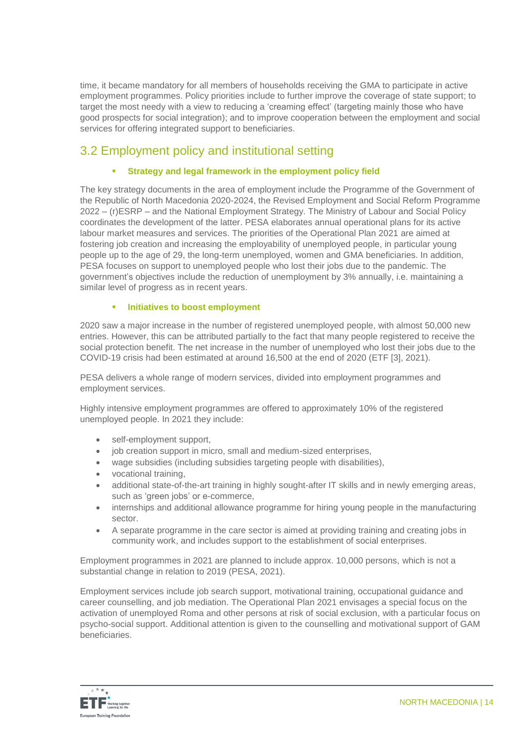time, it became mandatory for all members of households receiving the GMA to participate in active employment programmes. Policy priorities include to further improve the coverage of state support; to target the most needy with a view to reducing a 'creaming effect' (targeting mainly those who have good prospects for social integration); and to improve cooperation between the employment and social services for offering integrated support to beneficiaries.

## 3.2 Employment policy and institutional setting

- **Strategy and legal framework in the employment policy field**

The key strategy documents in the area of employment include the Programme of the Government of the Republic of North Macedonia 2020-2024, the Revised Employment and Social Reform Programme 2022 – (r)ESRP – and the National Employment Strategy. The Ministry of Labour and Social Policy coordinates the development of the latter. PESA elaborates annual operational plans for its active labour market measures and services. The priorities of the Operational Plan 2021 are aimed at fostering job creation and increasing the employability of unemployed people, in particular young people up to the age of 29, the long-term unemployed, women and GMA beneficiaries. In addition, PESA focuses on support to unemployed people who lost their jobs due to the pandemic. The government's objectives include the reduction of unemployment by 3% annually, i.e. maintaining a similar level of progress as in recent years.

- **Initiatives to boost employment**

2020 saw a major increase in the number of registered unemployed people, with almost 50,000 new entries. However, this can be attributed partially to the fact that many people registered to receive the social protection benefit. The net increase in the number of unemployed who lost their jobs due to the COVID-19 crisis had been estimated at around 16,500 at the end of 2020 (ETF [3], 2021).

PESA delivers a whole range of modern services, divided into employment programmes and employment services.

Highly intensive employment programmes are offered to approximately 10% of the registered unemployed people. In 2021 they include:

- self-employment support,
- job creation support in micro, small and medium-sized enterprises,
- wage subsidies (including subsidies targeting people with disabilities),
- vocational training,
- additional state-of-the-art training in highly sought-after IT skills and in newly emerging areas, such as 'green jobs' or e-commerce,
- internships and additional allowance programme for hiring young people in the manufacturing sector.
- A separate programme in the care sector is aimed at providing training and creating jobs in community work, and includes support to the establishment of social enterprises.

Employment programmes in 2021 are planned to include approx. 10,000 persons, which is not a substantial change in relation to 2019 (PESA, 2021).

Employment services include job search support, motivational training, occupational guidance and career counselling, and job mediation. The Operational Plan 2021 envisages a special focus on the activation of unemployed Roma and other persons at risk of social exclusion, with a particular focus on psycho-social support. Additional attention is given to the counselling and motivational support of GAM beneficiaries.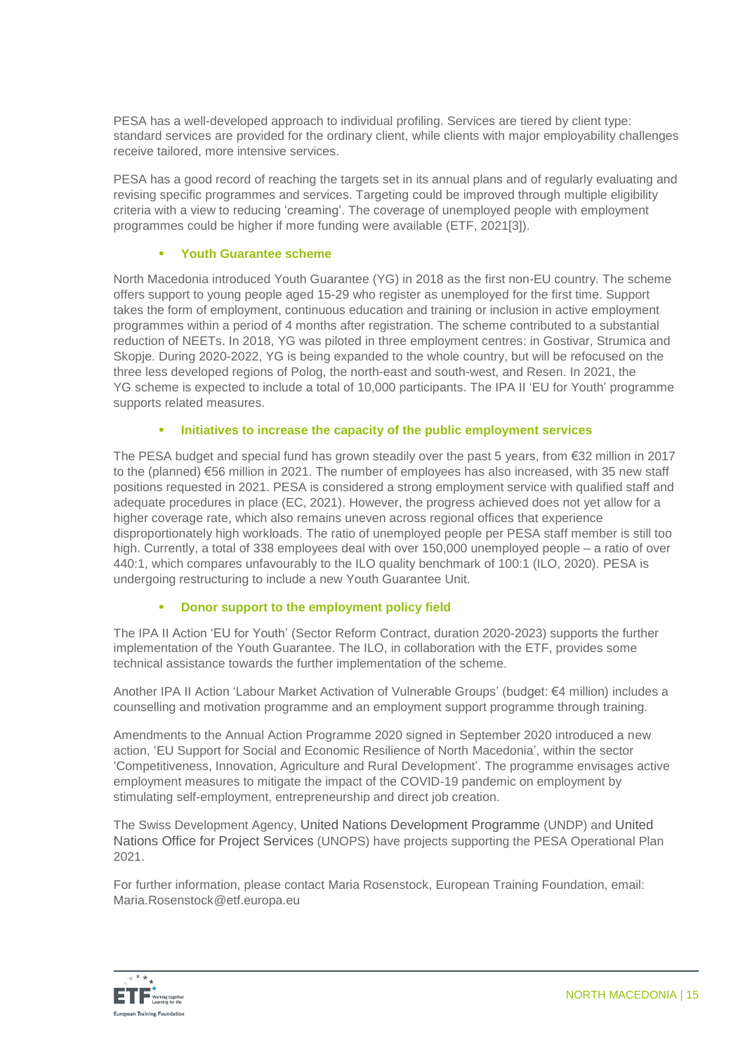PESA has a well-developed approach to individual profiling. Services are tiered by client type: standard services are provided for the ordinary client, while clients with major employability challenges receive tailored, more intensive services.

PESA has a good record of reaching the targets set in its annual plans and of regularly evaluating and revising specific programmes and services. Targeting could be improved through multiple eligibility criteria with a view to reducing 'creaming'. The coverage of unemployed people with employment programmes could be higher if more funding were available (ETF, 2021[3]).

- **Youth Guarantee scheme**

North Macedonia introduced Youth Guarantee (YG) in 2018 as the first non-EU country. The scheme offers support to young people aged 15-29 who register as unemployed for the first time. Support takes the form of employment, continuous education and training or inclusion in active employment programmes within a period of 4 months after registration. The scheme contributed to a substantial reduction of NEETs. In 2018, YG was piloted in three employment centres: in Gostivar, Strumica and Skopje. During 2020-2022, YG is being expanded to the whole country, but will be refocused on the three less developed regions of Polog, the north-east and south-west, and Resen. In 2021, the YG scheme is expected to include a total of 10,000 participants. The IPA II 'EU for Youth' programme supports related measures.

- **Initiatives to increase the capacity of the public employment services**

The PESA budget and special fund has grown steadily over the past 5 years, from €32 million in 2017 to the (planned) €56 million in 2021. The number of employees has also increased, with 35 new staff positions requested in 2021. PESA is considered a strong employment service with qualified staff and adequate procedures in place (EC, 2021). However, the progress achieved does not yet allow for a higher coverage rate, which also remains uneven across regional offices that experience disproportionately high workloads. The ratio of unemployed people per PESA staff member is still too high. Currently, a total of 338 employees deal with over 150,000 unemployed people – a ratio of over 440:1, which compares unfavourably to the ILO quality benchmark of 100:1 (ILO, 2020). PESA is undergoing restructuring to include a new Youth Guarantee Unit.

- **Donor support to the employment policy field**

The IPA II Action 'EU for Youth' (Sector Reform Contract, duration 2020-2023) supports the further implementation of the Youth Guarantee. The ILO, in collaboration with the ETF, provides some technical assistance towards the further implementation of the scheme.

Another IPA II Action 'Labour Market Activation of Vulnerable Groups' (budget: €4 million) includes a counselling and motivation programme and an employment support programme through training.

Amendments to the Annual Action Programme 2020 signed in September 2020 introduced a new action, 'EU Support for Social and Economic Resilience of North Macedonia', within the sector 'Competitiveness, Innovation, Agriculture and Rural Development'. The programme envisages active employment measures to mitigate the impact of the COVID-19 pandemic on employment by stimulating self-employment, entrepreneurship and direct job creation.

The Swiss Development Agency, United Nations Development Programme (UNDP) and United Nations Office for Project Services (UNOPS) have projects supporting the PESA Operational Plan 2021.

For further information, please contact Maria Rosenstock, European Training Foundation, email: Maria.Rosenstock@etf.europa.eu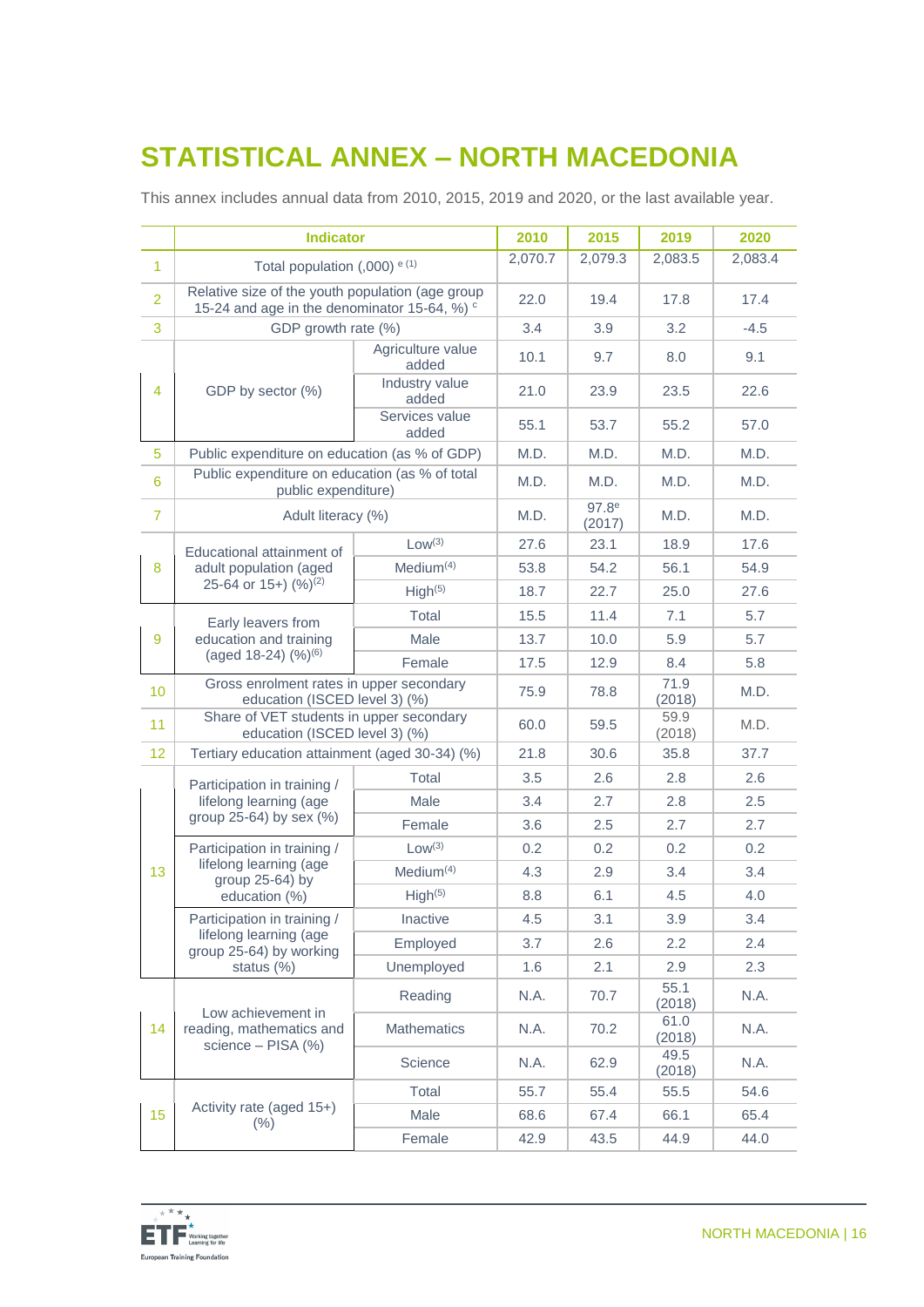# STATISTICAL ANNEX – NORTH MACEDONIA

This annex includes annual data from 2010, 2015, 2019 and 2020, or the last available year.

| | Indicator | | 2010 | 2015 | 2019 | 2020 |
|---|---|---|---|---|---|---|
| 1 | Total population (,000) e (1) | | 2,070.7 | 2,079.3 | 2,083.5 | 2,083.4 |
| 2 | Relative size of the youth population (age group 15-24 and age in the denominator 15-64, %) c | | 22.0 | 19.4 | 17.8 | 17.4 |
| 3 | GDP growth rate (%) | | 3.4 | 3.9 | 3.2 | -4.5 |
| 4 | GDP by sector (%) | Agriculture value added | 10.1 | 9.7 | 8.0 | 9.1 |
| | | Industry value added | 21.0 | 23.9 | 23.5 | 22.6 |
| | | Services value added | 55.1 | 53.7 | 55.2 | 57.0 |
| 5 | Public expenditure on education (as % of GDP) | | M.D. | M.D. | M.D. | M.D. |
| 6 | Public expenditure on education (as % of total public expenditure) | | M.D. | M.D. | M.D. | M.D. |
| 7 | Adult literacy (%) | | M.D. | 97.8e (2017) | M.D. | M.D. |
| 8 | Educational attainment of adult population (aged 25-64 or 15+) (%)(2) | Low(3) | 27.6 | 23.1 | 18.9 | 17.6 |
| | | Medium(4) | 53.8 | 54.2 | 56.1 | 54.9 |
| | | High(5) | 18.7 | 22.7 | 25.0 | 27.6 |
| 9 | Early leavers from education and training (aged 18-24) (%)(6) | Total | 15.5 | 11.4 | 7.1 | 5.7 |
| | | Male | 13.7 | 10.0 | 5.9 | 5.7 |
| | | Female | 17.5 | 12.9 | 8.4 | 5.8 |
| 10 | Gross enrolment rates in upper secondary education (ISCED level 3) (%) | | 75.9 | 78.8 | 71.9 (2018) | M.D. |
| 11 | Share of VET students in upper secondary education (ISCED level 3) (%) | | 60.0 | 59.5 | 59.9 (2018) | M.D. |
| 12 | Tertiary education attainment (aged 30-34) (%) | | 21.8 | 30.6 | 35.8 | 37.7 |
| 13 | Participation in training / lifelong learning (age group 25-64) by sex (%) | Total | 3.5 | 2.6 | 2.8 | 2.6 |
| | | Male | 3.4 | 2.7 | 2.8 | 2.5 |
| | | Female | 3.6 | 2.5 | 2.7 | 2.7 |
| | Participation in training / lifelong learning (age group 25-64) by education (%) | Low(3) | 0.2 | 0.2 | 0.2 | 0.2 |
| | | Medium(4) | 4.3 | 2.9 | 3.4 | 3.4 |
| | | High(5) | 8.8 | 6.1 | 4.5 | 4.0 |
| | Participation in training / lifelong learning (age group 25-64) by working status (%) | Inactive | 4.5 | 3.1 | 3.9 | 3.4 |
| | | Employed | 3.7 | 2.6 | 2.2 | 2.4 |
| | | Unemployed | 1.6 | 2.1 | 2.9 | 2.3 |
| 14 | Low achievement in reading, mathematics and science – PISA (%) | Reading | N.A. | 70.7 | 55.1 (2018) | N.A. |
| | | Mathematics | N.A. | 70.2 | 61.0 (2018) | N.A. |
| | | Science | N.A. | 62.9 | 49.5 (2018) | N.A. |
| 15 | Activity rate (aged 15+) (%) | Total | 55.7 | 55.4 | 55.5 | 54.6 |
| | | Male | 68.6 | 67.4 | 66.1 | 65.4 |
| | | Female | 42.9 | 43.5 | 44.9 | 44.0 |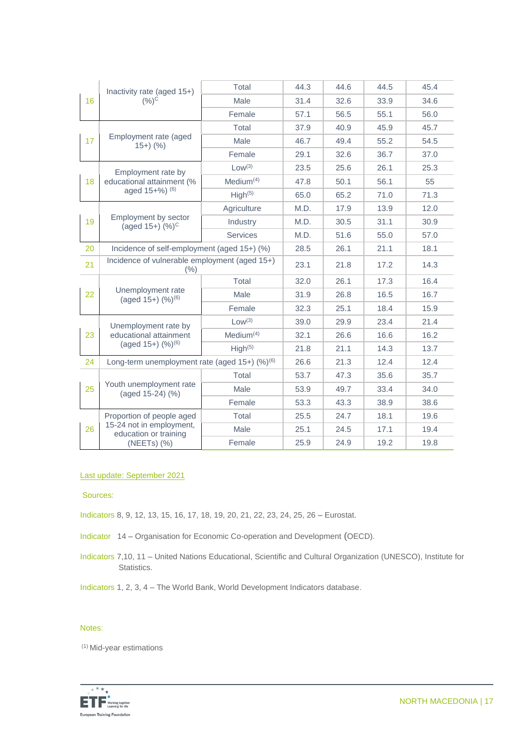| | | | | | | |
|---|---|---|---|---|---|---|
| 16 | Inactivity rate (aged 15+) (%)[C] | Total | 44.3 | 44.6 | 44.5 | 45.4 |
| | | Male | 31.4 | 32.6 | 33.9 | 34.6 |
| | | Female | 57.1 | 56.5 | 55.1 | 56.0 |
| 17 | Employment rate (aged 15+) (%) | Total | 37.9 | 40.9 | 45.9 | 45.7 |
| | | Male | 46.7 | 49.4 | 55.2 | 54.5 |
| | | Female | 29.1 | 32.6 | 36.7 | 37.0 |
| 18 | Employment rate by educational attainment (% aged 15+%) [(6)] | Low[(3)] | 23.5 | 25.6 | 26.1 | 25.3 |
| | | Medium[(4)] | 47.8 | 50.1 | 56.1 | 55 |
| | | High[(5)] | 65.0 | 65.2 | 71.0 | 71.3 |
| 19 | Employment by sector (aged 15+) (%)[C] | Agriculture | M.D. | 17.9 | 13.9 | 12.0 |
| | | Industry | M.D. | 30.5 | 31.1 | 30.9 |
| | | Services | M.D. | 51.6 | 55.0 | 57.0 |
| 20 | Incidence of self-employment (aged 15+) (%) | | 28.5 | 26.1 | 21.1 | 18.1 |
| 21 | Incidence of vulnerable employment (aged 15+) (%) | | 23.1 | 21.8 | 17.2 | 14.3 |
| 22 | Unemployment rate (aged 15+) (%)[(6)] | Total | 32.0 | 26.1 | 17.3 | 16.4 |
| | | Male | 31.9 | 26.8 | 16.5 | 16.7 |
| | | Female | 32.3 | 25.1 | 18.4 | 15.9 |
| 23 | Unemployment rate by educational attainment (aged 15+) (%)[(6)] | Low[(3)] | 39.0 | 29.9 | 23.4 | 21.4 |
| | | Medium[(4)] | 32.1 | 26.6 | 16.6 | 16.2 |
| | | High[(5)] | 21.8 | 21.1 | 14.3 | 13.7 |
| 24 | Long-term unemployment rate (aged 15+) (%)[(6)] | | 26.6 | 21.3 | 12.4 | 12.4 |
| 25 | Youth unemployment rate (aged 15-24) (%) | Total | 53.7 | 47.3 | 35.6 | 35.7 |
| | | Male | 53.9 | 49.7 | 33.4 | 34.0 |
| | | Female | 53.3 | 43.3 | 38.9 | 38.6 |
| 26 | Proportion of people aged 15-24 not in employment, education or training (NEETs) (%) | Total | 25.5 | 24.7 | 18.1 | 19.6 |
| | | Male | 25.1 | 24.5 | 17.1 | 19.4 |
| | | Female | 25.9 | 24.9 | 19.2 | 19.8 |

Last update: September 2021

Sources:

Indicators 8, 9, 12, 13, 15, 16, 17, 18, 19, 20, 21, 22, 23, 24, 25, 26 – Eurostat.

Indicator 14 – Organisation for Economic Co-operation and Development (OECD).

Indicators 7,10, 11 – United Nations Educational, Scientific and Cultural Organization (UNESCO), Institute for Statistics.

Indicators 1, 2, 3, 4 – The World Bank, World Development Indicators database.

Notes:

(1) Mid-year estimations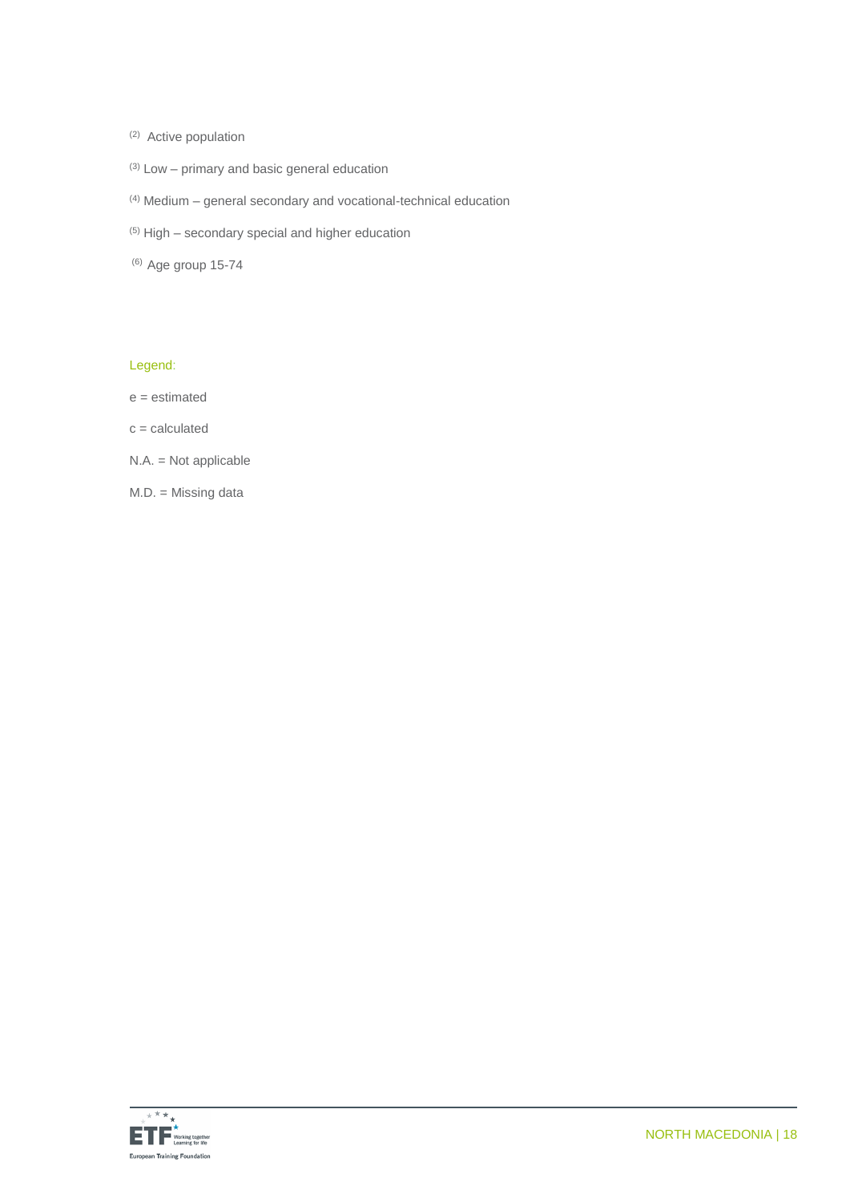[2] Active population

[3] Low – primary and basic general education

[4] Medium – general secondary and vocational-technical education

[5] High – secondary special and higher education

[6] Age group 15-74

Legend:

e = estimated

c = calculated

N.A. = Not applicable

M.D. = Missing data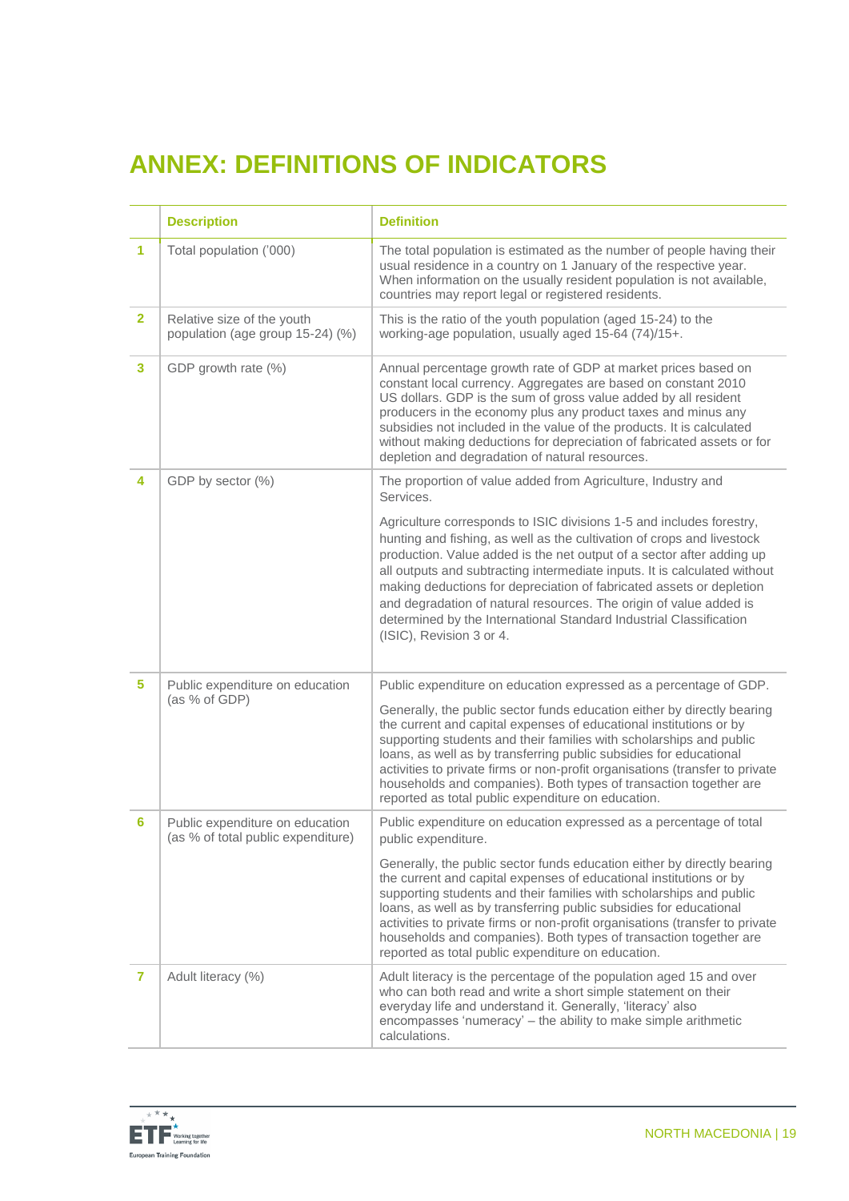# ANNEX: DEFINITIONS OF INDICATORS

| | Description | Definition |
|---|---|---|
| 1 | Total population ('000) | The total population is estimated as the number of people having their usual residence in a country on 1 January of the respective year. When information on the usually resident population is not available, countries may report legal or registered residents. |
| 2 | Relative size of the youth population (age group 15-24) (%) | This is the ratio of the youth population (aged 15-24) to the working-age population, usually aged 15-64 (74)/15+. |
| 3 | GDP growth rate (%) | Annual percentage growth rate of GDP at market prices based on constant local currency. Aggregates are based on constant 2010 US dollars. GDP is the sum of gross value added by all resident producers in the economy plus any product taxes and minus any subsidies not included in the value of the products. It is calculated without making deductions for depreciation of fabricated assets or for depletion and degradation of natural resources. |
| 4 | GDP by sector (%) | The proportion of value added from Agriculture, Industry and Services.<br><br>Agriculture corresponds to ISIC divisions 1-5 and includes forestry, hunting and fishing, as well as the cultivation of crops and livestock production. Value added is the net output of a sector after adding up all outputs and subtracting intermediate inputs. It is calculated without making deductions for depreciation of fabricated assets or depletion and degradation of natural resources. The origin of value added is determined by the International Standard Industrial Classification (ISIC), Revision 3 or 4. |
| 5 | Public expenditure on education (as % of GDP) | Public expenditure on education expressed as a percentage of GDP.<br><br>Generally, the public sector funds education either by directly bearing the current and capital expenses of educational institutions or by supporting students and their families with scholarships and public loans, as well as by transferring public subsidies for educational activities to private firms or non-profit organisations (transfer to private households and companies). Both types of transaction together are reported as total public expenditure on education. |
| 6 | Public expenditure on education (as % of total public expenditure) | Public expenditure on education expressed as a percentage of total public expenditure.<br><br>Generally, the public sector funds education either by directly bearing the current and capital expenses of educational institutions or by supporting students and their families with scholarships and public loans, as well as by transferring public subsidies for educational activities to private firms or non-profit organisations (transfer to private households and companies). Both types of transaction together are reported as total public expenditure on education. |
| 7 | Adult literacy (%) | Adult literacy is the percentage of the population aged 15 and over who can both read and write a short simple statement on their everyday life and understand it. Generally, 'literacy' also encompasses 'numeracy' – the ability to make simple arithmetic calculations. |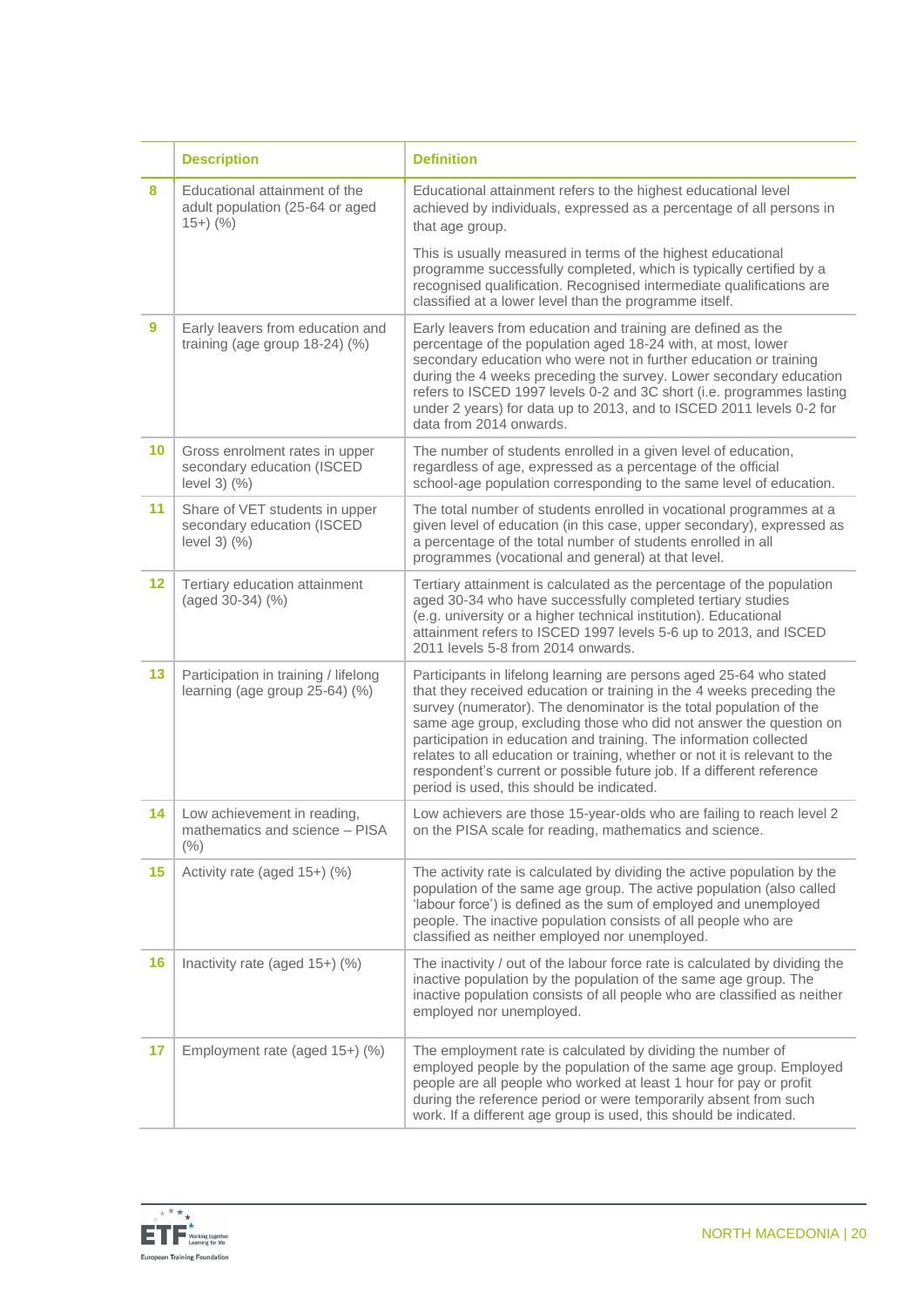| | Description | Definition |
|---|---|---|
| 8 | Educational attainment of the adult population (25-64 or aged 15+) (%) | Educational attainment refers to the highest educational level achieved by individuals, expressed as a percentage of all persons in that age group.<br><br>This is usually measured in terms of the highest educational programme successfully completed, which is typically certified by a recognised qualification. Recognised intermediate qualifications are classified at a lower level than the programme itself. |
| 9 | Early leavers from education and training (age group 18-24) (%) | Early leavers from education and training are defined as the percentage of the population aged 18-24 with, at most, lower secondary education who were not in further education or training during the 4 weeks preceding the survey. Lower secondary education refers to ISCED 1997 levels 0-2 and 3C short (i.e. programmes lasting under 2 years) for data up to 2013, and to ISCED 2011 levels 0-2 for data from 2014 onwards. |
| 10 | Gross enrolment rates in upper secondary education (ISCED level 3) (%) | The number of students enrolled in a given level of education, regardless of age, expressed as a percentage of the official school-age population corresponding to the same level of education. |
| 11 | Share of VET students in upper secondary education (ISCED level 3) (%) | The total number of students enrolled in vocational programmes at a given level of education (in this case, upper secondary), expressed as a percentage of the total number of students enrolled in all programmes (vocational and general) at that level. |
| 12 | Tertiary education attainment (aged 30-34) (%) | Tertiary attainment is calculated as the percentage of the population aged 30-34 who have successfully completed tertiary studies (e.g. university or a higher technical institution). Educational attainment refers to ISCED 1997 levels 5-6 up to 2013, and ISCED 2011 levels 5-8 from 2014 onwards. |
| 13 | Participation in training / lifelong learning (age group 25-64) (%) | Participants in lifelong learning are persons aged 25-64 who stated that they received education or training in the 4 weeks preceding the survey (numerator). The denominator is the total population of the same age group, excluding those who did not answer the question on participation in education and training. The information collected relates to all education or training, whether or not it is relevant to the respondent's current or possible future job. If a different reference period is used, this should be indicated. |
| 14 | Low achievement in reading, mathematics and science – PISA (%) | Low achievers are those 15-year-olds who are failing to reach level 2 on the PISA scale for reading, mathematics and science. |
| 15 | Activity rate (aged 15+) (%) | The activity rate is calculated by dividing the active population by the population of the same age group. The active population (also called 'labour force') is defined as the sum of employed and unemployed people. The inactive population consists of all people who are classified as neither employed nor unemployed. |
| 16 | Inactivity rate (aged 15+) (%) | The inactivity / out of the labour force rate is calculated by dividing the inactive population by the population of the same age group. The inactive population consists of all people who are classified as neither employed nor unemployed. |
| 17 | Employment rate (aged 15+) (%) | The employment rate is calculated by dividing the number of employed people by the population of the same age group. Employed people are all people who worked at least 1 hour for pay or profit during the reference period or were temporarily absent from such work. If a different age group is used, this should be indicated. |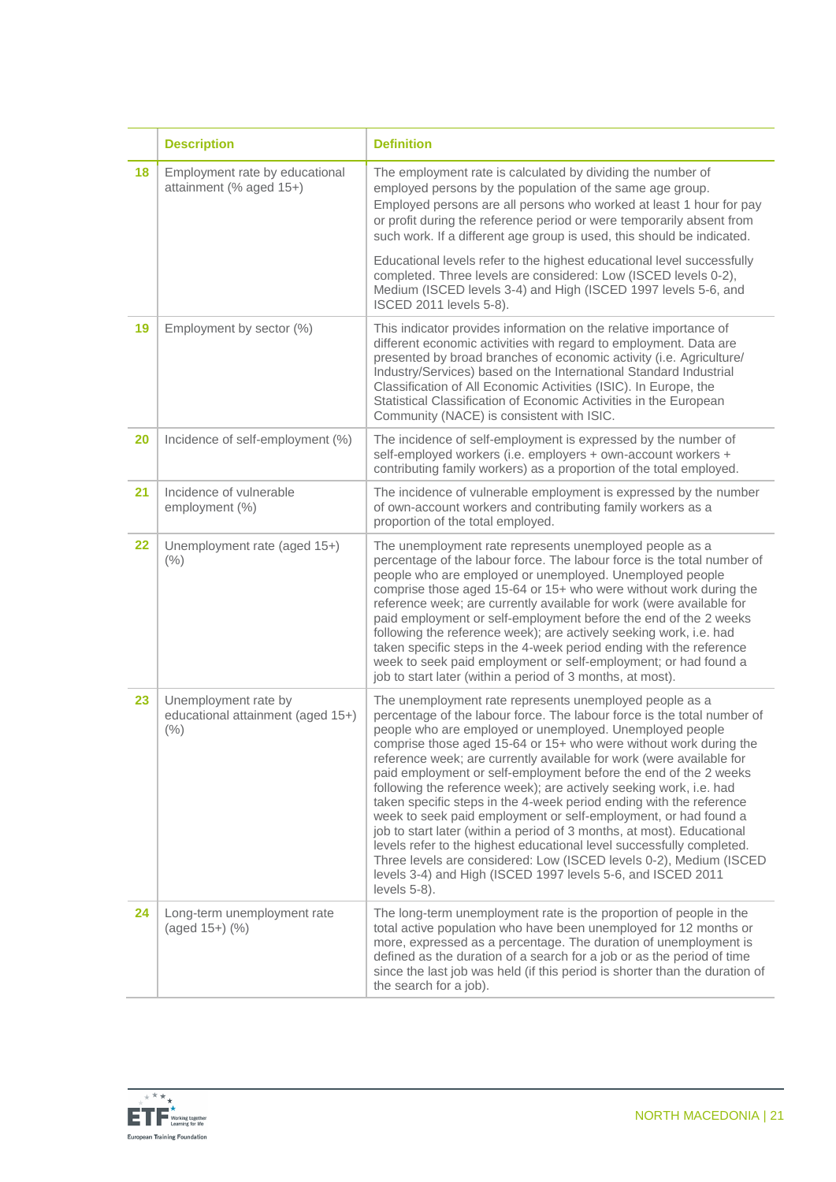| | Description | Definition |
|---|---|---|
| 18 | Employment rate by educational attainment (% aged 15+) | The employment rate is calculated by dividing the number of employed persons by the population of the same age group. Employed persons are all persons who worked at least 1 hour for pay or profit during the reference period or were temporarily absent from such work. If a different age group is used, this should be indicated.<br><br>Educational levels refer to the highest educational level successfully completed. Three levels are considered: Low (ISCED levels 0-2), Medium (ISCED levels 3-4) and High (ISCED 1997 levels 5-6, and ISCED 2011 levels 5-8). |
| 19 | Employment by sector (%) | This indicator provides information on the relative importance of different economic activities with regard to employment. Data are presented by broad branches of economic activity (i.e. Agriculture/ Industry/Services) based on the International Standard Industrial Classification of All Economic Activities (ISIC). In Europe, the Statistical Classification of Economic Activities in the European Community (NACE) is consistent with ISIC. |
| 20 | Incidence of self-employment (%) | The incidence of self-employment is expressed by the number of self-employed workers (i.e. employers + own-account workers + contributing family workers) as a proportion of the total employed. |
| 21 | Incidence of vulnerable employment (%) | The incidence of vulnerable employment is expressed by the number of own-account workers and contributing family workers as a proportion of the total employed. |
| 22 | Unemployment rate (aged 15+) (%) | The unemployment rate represents unemployed people as a percentage of the labour force. The labour force is the total number of people who are employed or unemployed. Unemployed people comprise those aged 15-64 or 15+ who were without work during the reference week; are currently available for work (were available for paid employment or self-employment before the end of the 2 weeks following the reference week); are actively seeking work, i.e. had taken specific steps in the 4-week period ending with the reference week to seek paid employment or self-employment; or had found a job to start later (within a period of 3 months, at most). |
| 23 | Unemployment rate by educational attainment (aged 15+) (%) | The unemployment rate represents unemployed people as a percentage of the labour force. The labour force is the total number of people who are employed or unemployed. Unemployed people comprise those aged 15-64 or 15+ who were without work during the reference week; are currently available for work (were available for paid employment or self-employment before the end of the 2 weeks following the reference week); are actively seeking work, i.e. had taken specific steps in the 4-week period ending with the reference week to seek paid employment or self-employment, or had found a job to start later (within a period of 3 months, at most). Educational levels refer to the highest educational level successfully completed. Three levels are considered: Low (ISCED levels 0-2), Medium (ISCED levels 3-4) and High (ISCED 1997 levels 5-6, and ISCED 2011 levels 5-8). |
| 24 | Long-term unemployment rate (aged 15+) (%) | The long-term unemployment rate is the proportion of people in the total active population who have been unemployed for 12 months or more, expressed as a percentage. The duration of unemployment is defined as the duration of a search for a job or as the period of time since the last job was held (if this period is shorter than the duration of the search for a job). |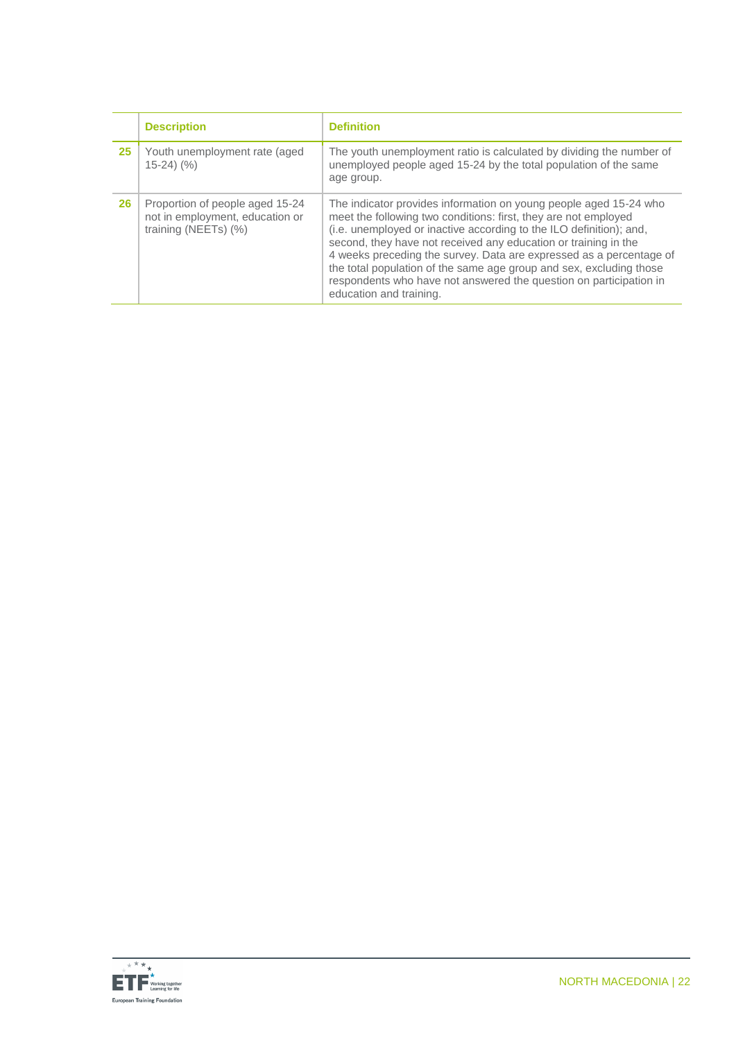|  | Description | Definition |
|---|---|---|
| 25 | Youth unemployment rate (aged 15-24) (%) | The youth unemployment ratio is calculated by dividing the number of unemployed people aged 15-24 by the total population of the same age group. |
| 26 | Proportion of people aged 15-24 not in employment, education or training (NEETs) (%) | The indicator provides information on young people aged 15-24 who meet the following two conditions: first, they are not employed (i.e. unemployed or inactive according to the ILO definition); and, second, they have not received any education or training in the 4 weeks preceding the survey. Data are expressed as a percentage of the total population of the same age group and sex, excluding those respondents who have not answered the question on participation in education and training. |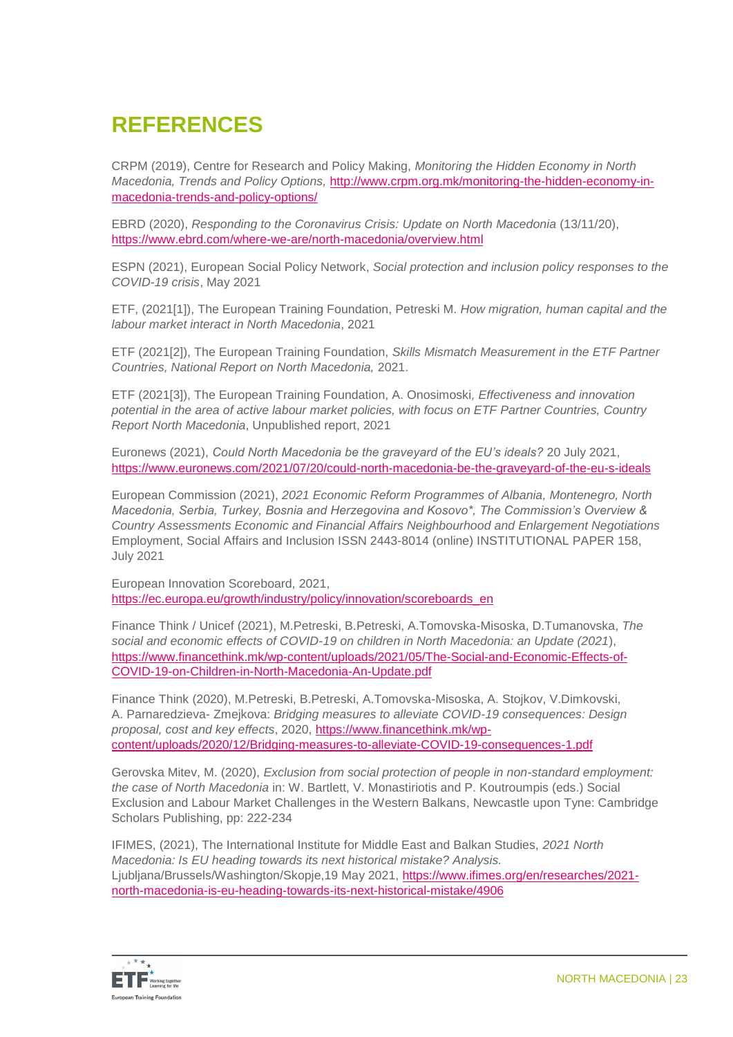# REFERENCES

CRPM (2019), Centre for Research and Policy Making, *Monitoring the Hidden Economy in North Macedonia, Trends and Policy Options,* http://www.crpm.org.mk/monitoring-the-hidden-economy-in-macedonia-trends-and-policy-options/

EBRD (2020), *Responding to the Coronavirus Crisis: Update on North Macedonia* (13/11/20), https://www.ebrd.com/where-we-are/north-macedonia/overview.html

ESPN (2021), European Social Policy Network, *Social protection and inclusion policy responses to the COVID-19 crisis*, May 2021

ETF, (2021[1]), The European Training Foundation, Petreski M. *How migration, human capital and the labour market interact in North Macedonia*, 2021

ETF (2021[2]), The European Training Foundation, *Skills Mismatch Measurement in the ETF Partner Countries, National Report on North Macedonia,* 2021.

ETF (2021[3]), The European Training Foundation, A. Onosimoski*, Effectiveness and innovation potential in the area of active labour market policies, with focus on ETF Partner Countries, Country Report North Macedonia*, Unpublished report, 2021

Euronews (2021), *Could North Macedonia be the graveyard of the EU's ideals?* 20 July 2021, https://www.euronews.com/2021/07/20/could-north-macedonia-be-the-graveyard-of-the-eu-s-ideals

European Commission (2021), *2021 Economic Reform Programmes of Albania, Montenegro, North Macedonia, Serbia, Turkey, Bosnia and Herzegovina and Kosovo\*, The Commission's Overview & Country Assessments Economic and Financial Affairs Neighbourhood and Enlargement Negotiations* Employment, Social Affairs and Inclusion ISSN 2443-8014 (online) INSTITUTIONAL PAPER 158, July 2021

European Innovation Scoreboard, 2021, https://ec.europa.eu/growth/industry/policy/innovation/scoreboards_en

Finance Think / Unicef (2021), M.Petreski, B.Petreski, A.Tomovska-Misoska, D.Tumanovska, *The social and economic effects of COVID-19 on children in North Macedonia: an Update (2021*), https://www.financethink.mk/wp-content/uploads/2021/05/The-Social-and-Economic-Effects-of-COVID-19-on-Children-in-North-Macedonia-An-Update.pdf

Finance Think (2020), M.Petreski, B.Petreski, A.Tomovska-Misoska, A. Stojkov, V.Dimkovski, A. Parnaredzieva- Zmejkova: *Bridging measures to alleviate COVID-19 consequences: Design proposal, cost and key effects*, 2020, https://www.financethink.mk/wp-content/uploads/2020/12/Bridging-measures-to-alleviate-COVID-19-consequences-1.pdf

Gerovska Mitev, M. (2020), *Exclusion from social protection of people in non-standard employment: the case of North Macedonia* in: W. Bartlett, V. Monastiriotis and P. Koutroumpis (eds.) Social Exclusion and Labour Market Challenges in the Western Balkans, Newcastle upon Tyne: Cambridge Scholars Publishing, pp: 222-234

IFIMES, (2021), The International Institute for Middle East and Balkan Studies, *2021 North Macedonia: Is EU heading towards its next historical mistake? Analysis.* Ljubljana/Brussels/Washington/Skopje,19 May 2021, https://www.ifimes.org/en/researches/2021-north-macedonia-is-eu-heading-towards-its-next-historical-mistake/4906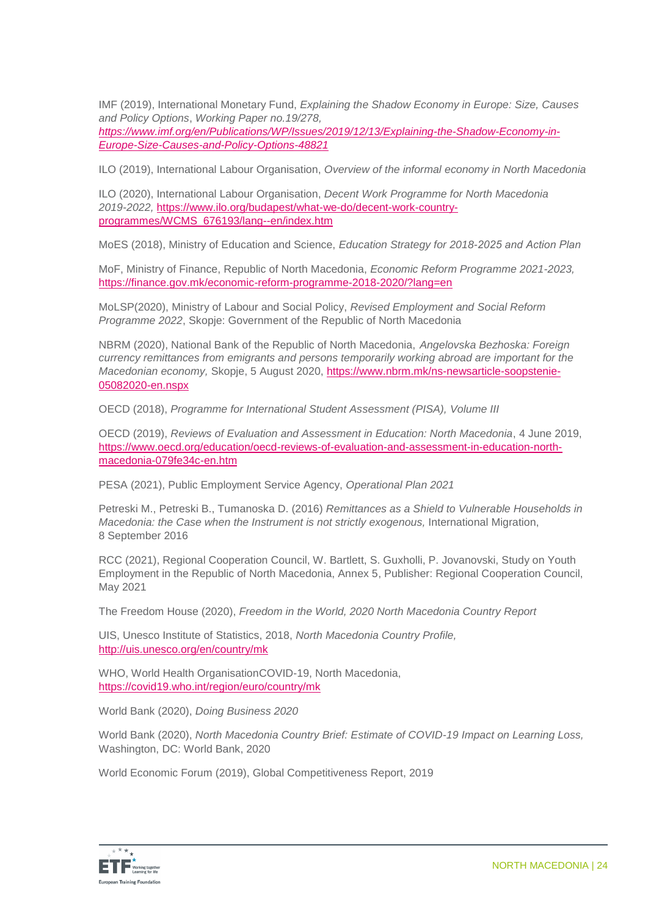IMF (2019), International Monetary Fund, *Explaining the Shadow Economy in Europe: Size, Causes and Policy Options*, *Working Paper no.19/278,* *https://www.imf.org/en/Publications/WP/Issues/2019/12/13/Explaining-the-Shadow-Economy-in-Europe-Size-Causes-and-Policy-Options-48821*

ILO (2019), International Labour Organisation, *Overview of the informal economy in North Macedonia*

ILO (2020), International Labour Organisation, *Decent Work Programme for North Macedonia 2019-2022,* https://www.ilo.org/budapest/what-we-do/decent-work-country-programmes/WCMS_676193/lang--en/index.htm

MoES (2018), Ministry of Education and Science, *Education Strategy for 2018-2025 and Action Plan*

MoF, Ministry of Finance, Republic of North Macedonia, *Economic Reform Programme 2021-2023,* https://finance.gov.mk/economic-reform-programme-2018-2020/?lang=en

MoLSP(2020), Ministry of Labour and Social Policy, *Revised Employment and Social Reform Programme 2022*, Skopje: Government of the Republic of North Macedonia

NBRM (2020), National Bank of the Republic of North Macedonia, *Angelovska Bezhoska: Foreign currency remittances from emigrants and persons temporarily working abroad are important for the Macedonian economy,* Skopje, 5 August 2020, https://www.nbrm.mk/ns-newsarticle-soopstenie-05082020-en.nspx

OECD (2018), *Programme for International Student Assessment (PISA), Volume III*

OECD (2019), *Reviews of Evaluation and Assessment in Education: North Macedonia*, 4 June 2019, https://www.oecd.org/education/oecd-reviews-of-evaluation-and-assessment-in-education-north-macedonia-079fe34c-en.htm

PESA (2021), Public Employment Service Agency, *Operational Plan 2021*

Petreski M., Petreski B., Tumanoska D. (2016) *Remittances as a Shield to Vulnerable Households in Macedonia: the Case when the Instrument is not strictly exogenous,* International Migration, 8 September 2016

RCC (2021), Regional Cooperation Council, W. Bartlett, S. Guxholli, P. Jovanovski, Study on Youth Employment in the Republic of North Macedonia, Annex 5, Publisher: Regional Cooperation Council, May 2021

The Freedom House (2020), *Freedom in the World, 2020 North Macedonia Country Report*

UIS, Unesco Institute of Statistics, 2018, *North Macedonia Country Profile,* http://uis.unesco.org/en/country/mk

WHO, World Health OrganisationCOVID-19, North Macedonia, https://covid19.who.int/region/euro/country/mk

World Bank (2020), *Doing Business 2020*

World Bank (2020), *North Macedonia Country Brief: Estimate of COVID-19 Impact on Learning Loss,* Washington, DC: World Bank, 2020

World Economic Forum (2019), Global Competitiveness Report, 2019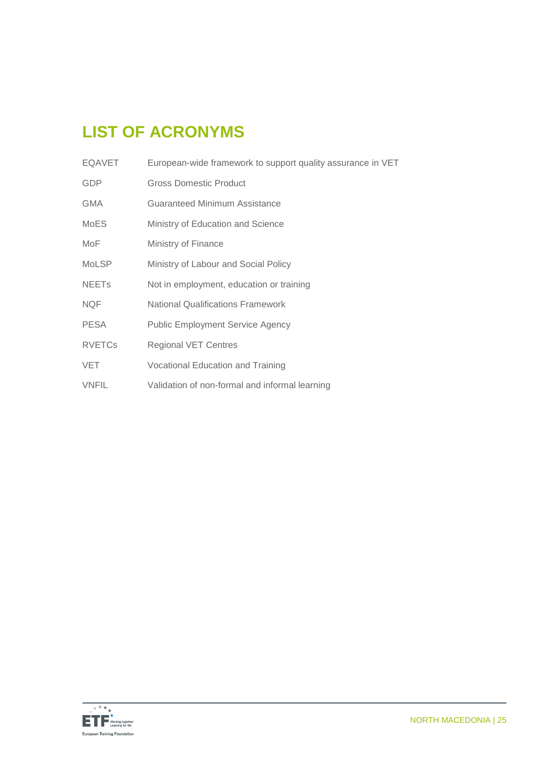# LIST OF ACRONYMS

| | |
|---|---|
| EQAVET | European-wide framework to support quality assurance in VET |
| GDP | Gross Domestic Product |
| GMA | Guaranteed Minimum Assistance |
| MoES | Ministry of Education and Science |
| MoF | Ministry of Finance |
| MoLSP | Ministry of Labour and Social Policy |
| NEETs | Not in employment, education or training |
| NQF | National Qualifications Framework |
| PESA | Public Employment Service Agency |
| RVETCs | Regional VET Centres |
| VET | Vocational Education and Training |
| VNFIL | Validation of non-formal and informal learning |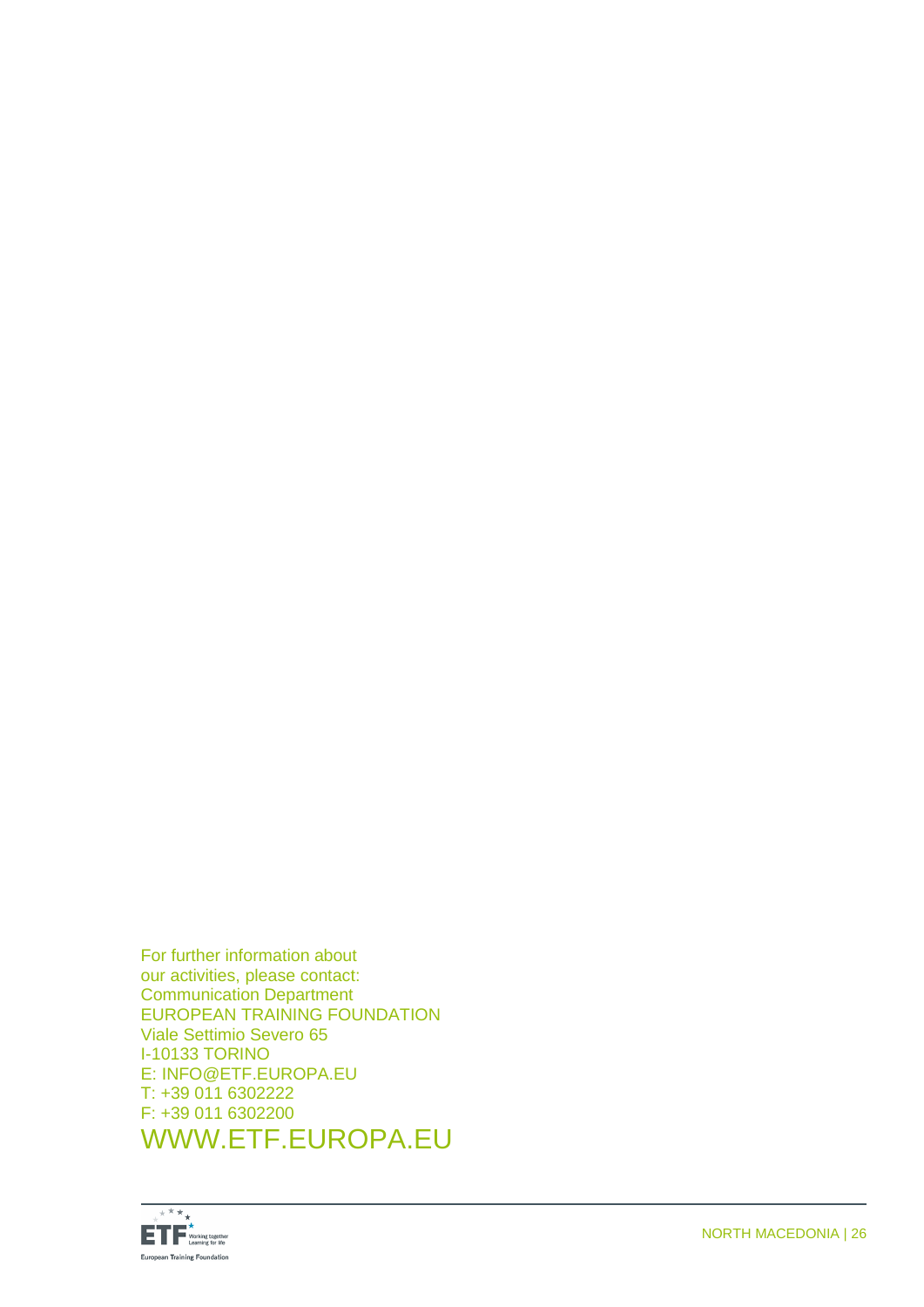For further information about
our activities, please contact:
Communication Department
EUROPEAN TRAINING FOUNDATION
Viale Settimio Severo 65
I-10133 TORINO
E: INFO@ETF.EUROPA.EU
T: +39 011 6302222
F: +39 011 6302200

WWW.ETF.EUROPA.EU